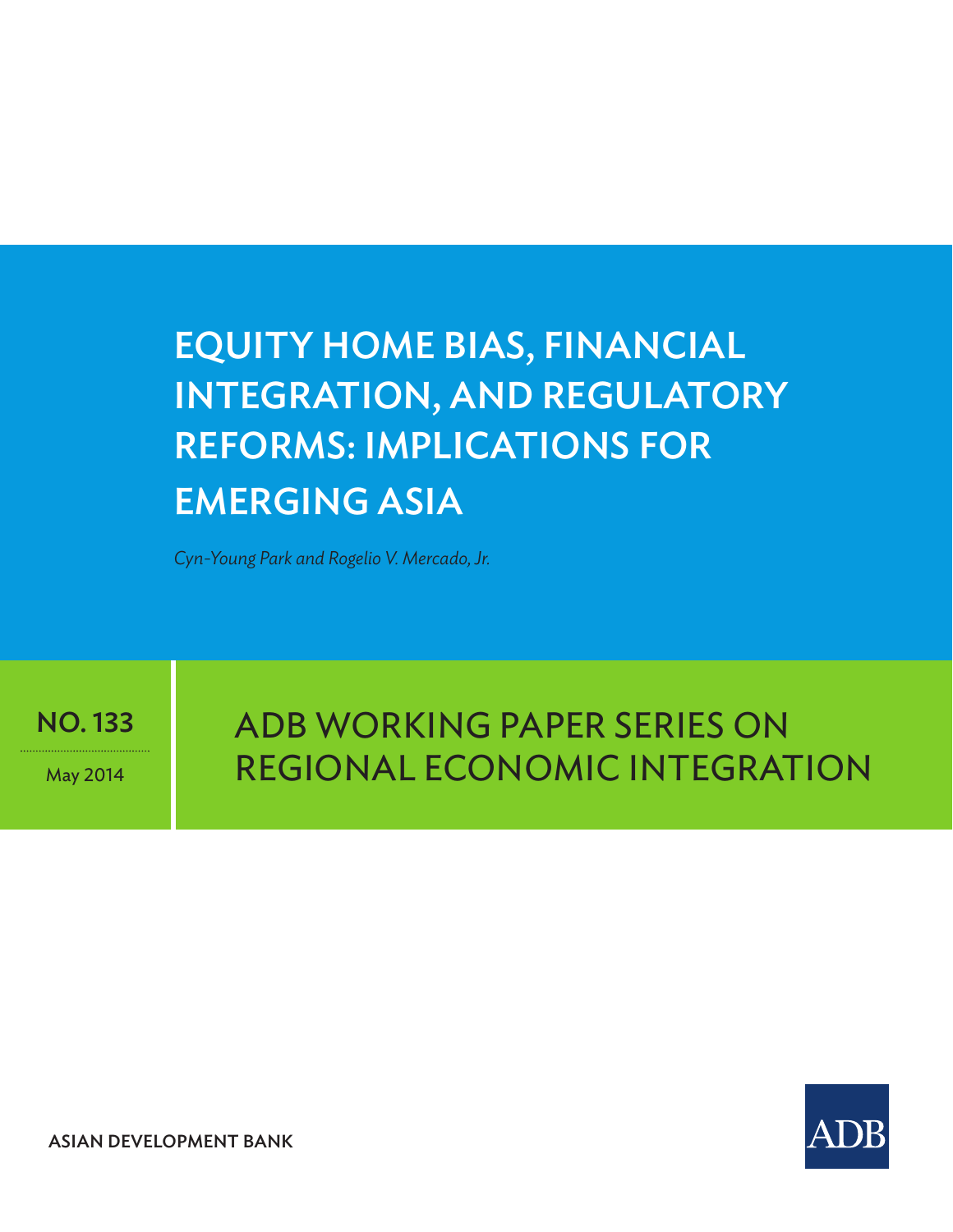# EQUITY HOME BIAS, FINANCIAL INTEGRATION, AND REGULATORY REFORMS: IMPLICATIONS FOR EMERGING ASIA

*Cyn-Young Park and Rogelio V. Mercado, Jr.*

**NO. 133**

May 2014

ADB WORKING PAPER SERIES ON REGIONAL ECONOMIC INTEGRATION

**ASIAN DEVELOPMENT BANK**

ADB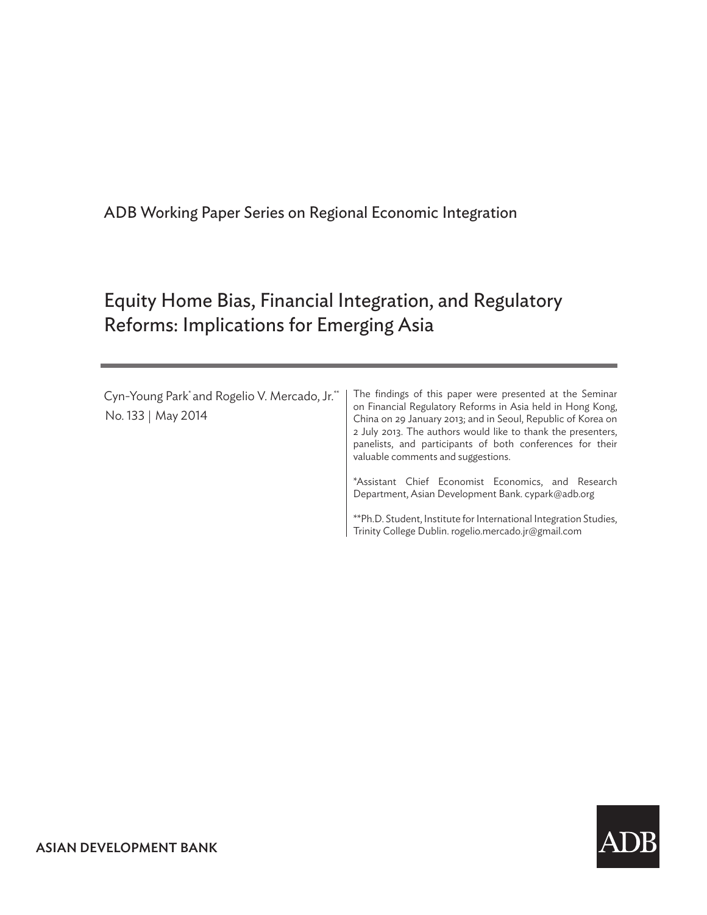ADB Working Paper Series on Regional Economic Integration

# Equity Home Bias, Financial Integration, and Regulatory Reforms: Implications for Emerging Asia

Cyn-Young Park* and Rogelio V. Mercado, Jr.**

No. 133 | May 2014

The findings of this paper were presented at the Seminar on Financial Regulatory Reforms in Asia held in Hong Kong, China on 29 January 2013; and in Seoul, Republic of Korea on 2 July 2013. The authors would like to thank the presenters, panelists, and participants of both conferences for their valuable comments and suggestions.

*Assistant Chief Economist Economics, and Research Department, Asian Development Bank. cypark@adb.org

**Ph.D. Student, Institute for International Integration Studies, Trinity College Dublin. rogelio.mercado.jr@gmail.com

ASIAN DEVELOPMENT BANK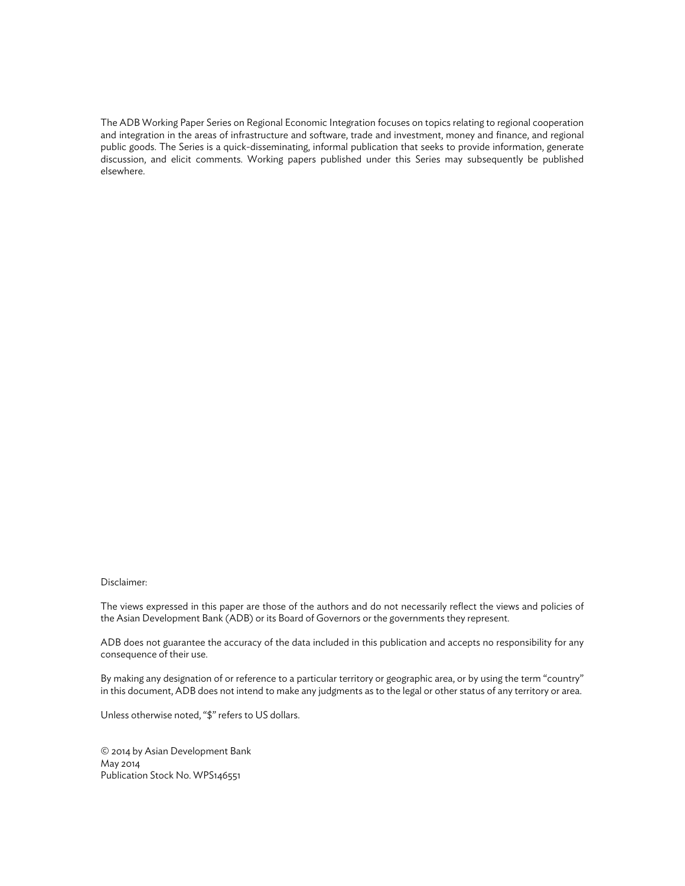The ADB Working Paper Series on Regional Economic Integration focuses on topics relating to regional cooperation and integration in the areas of infrastructure and software, trade and investment, money and finance, and regional public goods. The Series is a quick-disseminating, informal publication that seeks to provide information, generate discussion, and elicit comments. Working papers published under this Series may subsequently be published elsewhere.

Disclaimer:

The views expressed in this paper are those of the authors and do not necessarily reflect the views and policies of the Asian Development Bank (ADB) or its Board of Governors or the governments they represent.

ADB does not guarantee the accuracy of the data included in this publication and accepts no responsibility for any consequence of their use.

By making any designation of or reference to a particular territory or geographic area, or by using the term "country" in this document, ADB does not intend to make any judgments as to the legal or other status of any territory or area.

Unless otherwise noted, "$" refers to US dollars.

© 2014 by Asian Development Bank
May 2014
Publication Stock No. WPS146551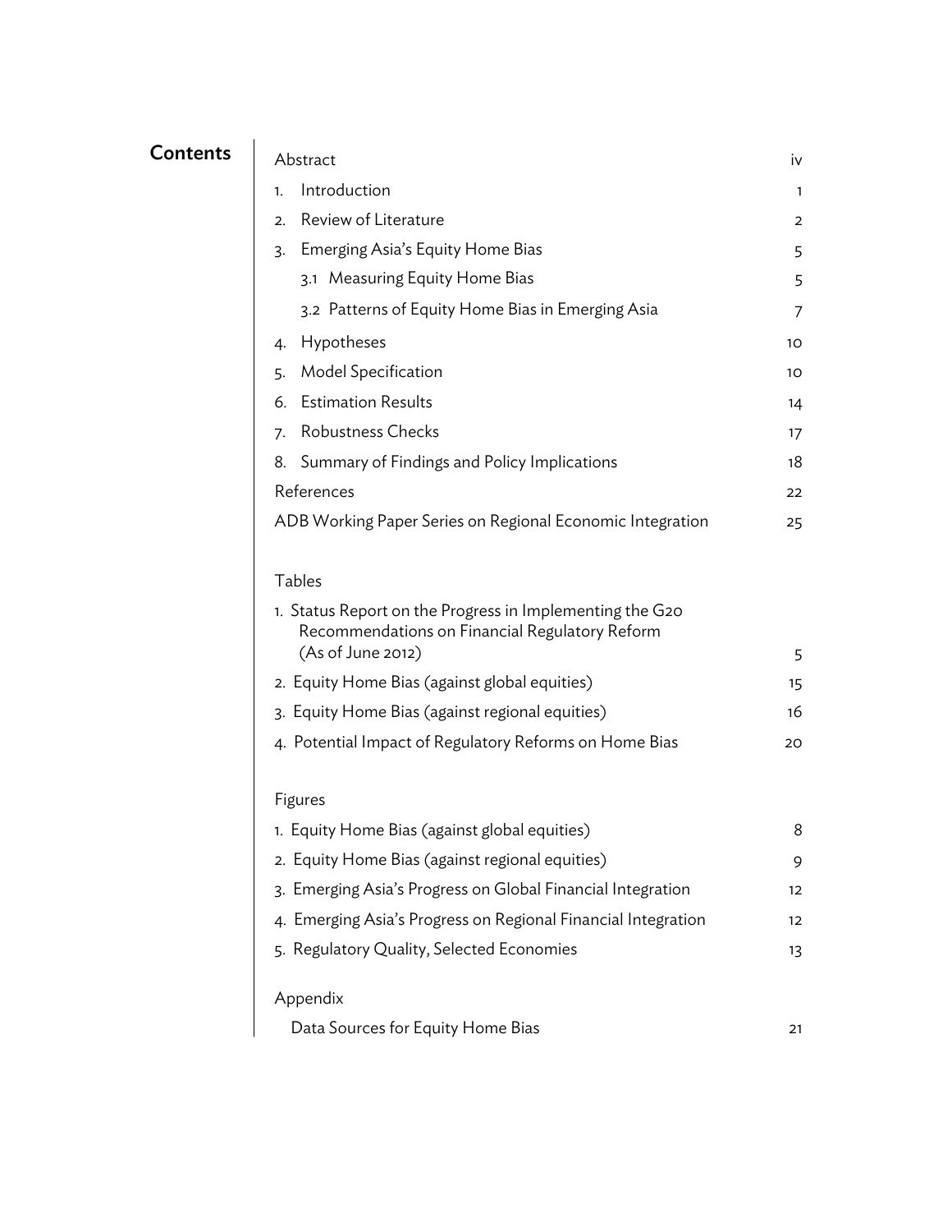## Contents

| | |
|---|---|
| Abstract | iv |
| 1. Introduction | 1 |
| 2. Review of Literature | 2 |
| 3. Emerging Asia's Equity Home Bias | 5 |
| 3.1 Measuring Equity Home Bias | 5 |
| 3.2 Patterns of Equity Home Bias in Emerging Asia | 7 |
| 4. Hypotheses | 10 |
| 5. Model Specification | 10 |
| 6. Estimation Results | 14 |
| 7. Robustness Checks | 17 |
| 8. Summary of Findings and Policy Implications | 18 |
| References | 22 |
| ADB Working Paper Series on Regional Economic Integration | 25 |

**Tables**

| | |
|---|---|
| 1. Status Report on the Progress in Implementing the G20 Recommendations on Financial Regulatory Reform (As of June 2012) | 5 |
| 2. Equity Home Bias (against global equities) | 15 |
| 3. Equity Home Bias (against regional equities) | 16 |
| 4. Potential Impact of Regulatory Reforms on Home Bias | 20 |

**Figures**

| | |
|---|---|
| 1. Equity Home Bias (against global equities) | 8 |
| 2. Equity Home Bias (against regional equities) | 9 |
| 3. Emerging Asia's Progress on Global Financial Integration | 12 |
| 4. Emerging Asia's Progress on Regional Financial Integration | 12 |
| 5. Regulatory Quality, Selected Economies | 13 |

**Appendix**

| | |
|---|---|
| Data Sources for Equity Home Bias | 21 |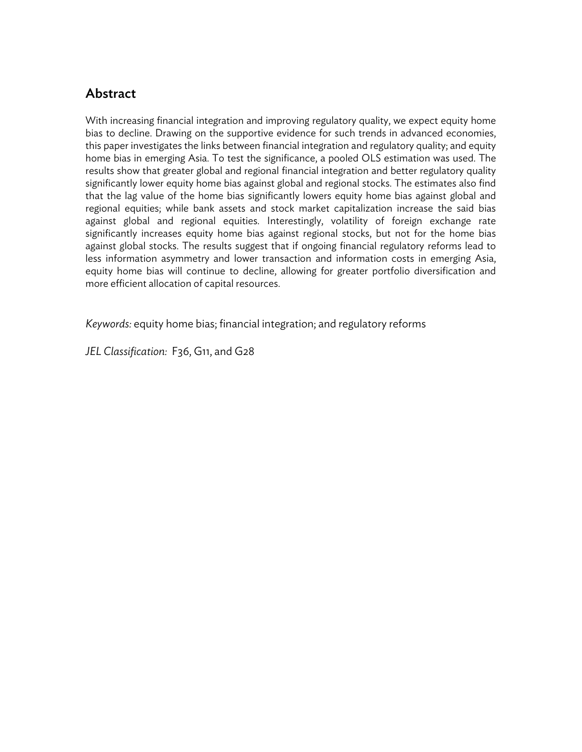## Abstract

With increasing financial integration and improving regulatory quality, we expect equity home bias to decline. Drawing on the supportive evidence for such trends in advanced economies, this paper investigates the links between financial integration and regulatory quality; and equity home bias in emerging Asia. To test the significance, a pooled OLS estimation was used. The results show that greater global and regional financial integration and better regulatory quality significantly lower equity home bias against global and regional stocks. The estimates also find that the lag value of the home bias significantly lowers equity home bias against global and regional equities; while bank assets and stock market capitalization increase the said bias against global and regional equities. Interestingly, volatility of foreign exchange rate significantly increases equity home bias against regional stocks, but not for the home bias against global stocks. The results suggest that if ongoing financial regulatory reforms lead to less information asymmetry and lower transaction and information costs in emerging Asia, equity home bias will continue to decline, allowing for greater portfolio diversification and more efficient allocation of capital resources.

*Keywords:* equity home bias; financial integration; and regulatory reforms

*JEL Classification:* F36, G11, and G28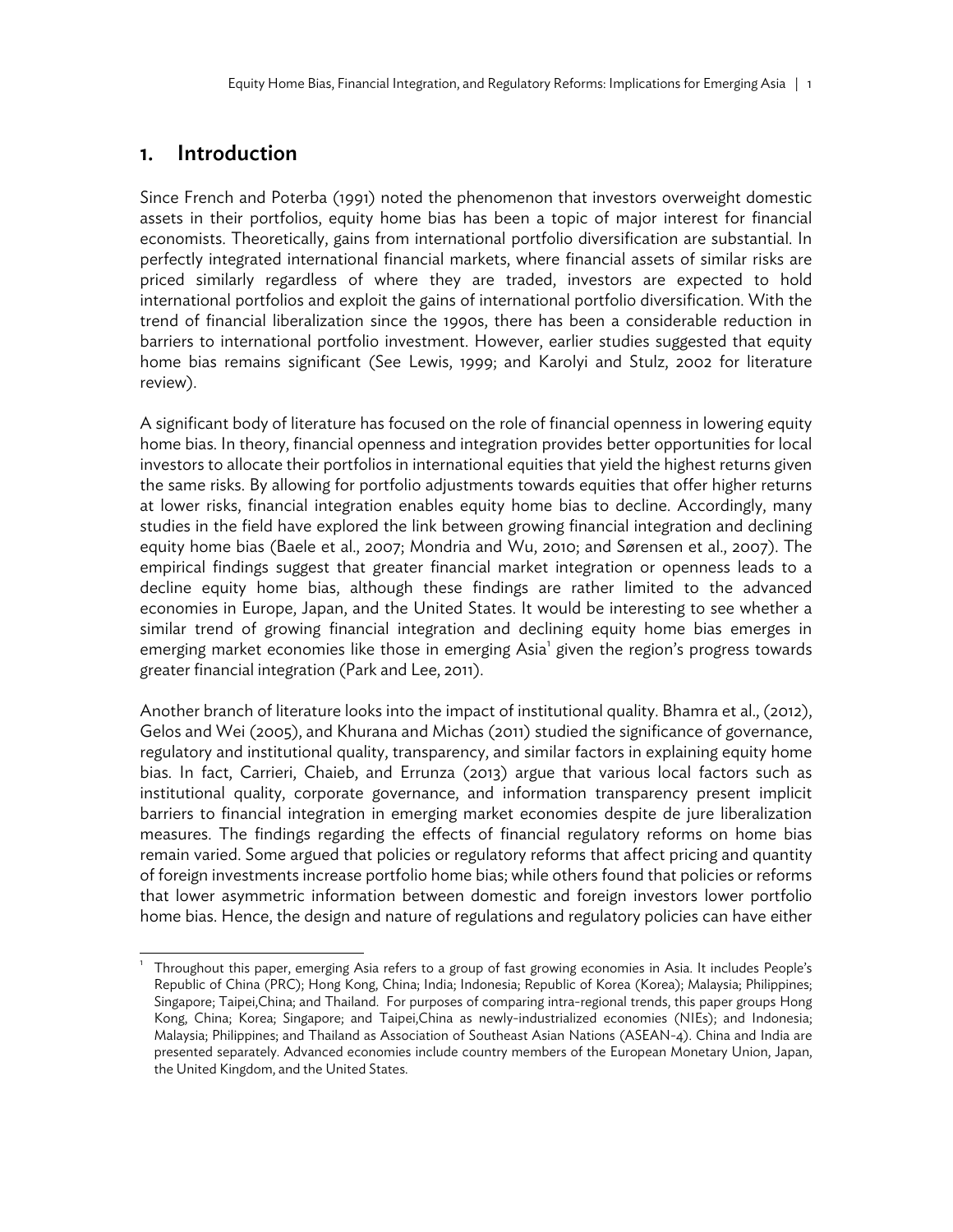## 1. Introduction

Since French and Poterba (1991) noted the phenomenon that investors overweight domestic assets in their portfolios, equity home bias has been a topic of major interest for financial economists. Theoretically, gains from international portfolio diversification are substantial. In perfectly integrated international financial markets, where financial assets of similar risks are priced similarly regardless of where they are traded, investors are expected to hold international portfolios and exploit the gains of international portfolio diversification. With the trend of financial liberalization since the 1990s, there has been a considerable reduction in barriers to international portfolio investment. However, earlier studies suggested that equity home bias remains significant (See Lewis, 1999; and Karolyi and Stulz, 2002 for literature review).

A significant body of literature has focused on the role of financial openness in lowering equity home bias. In theory, financial openness and integration provides better opportunities for local investors to allocate their portfolios in international equities that yield the highest returns given the same risks. By allowing for portfolio adjustments towards equities that offer higher returns at lower risks, financial integration enables equity home bias to decline. Accordingly, many studies in the field have explored the link between growing financial integration and declining equity home bias (Baele et al., 2007; Mondria and Wu, 2010; and Sørensen et al., 2007). The empirical findings suggest that greater financial market integration or openness leads to a decline equity home bias, although these findings are rather limited to the advanced economies in Europe, Japan, and the United States. It would be interesting to see whether a similar trend of growing financial integration and declining equity home bias emerges in emerging market economies like those in emerging Asia[1] given the region's progress towards greater financial integration (Park and Lee, 2011).

Another branch of literature looks into the impact of institutional quality. Bhamra et al., (2012), Gelos and Wei (2005), and Khurana and Michas (2011) studied the significance of governance, regulatory and institutional quality, transparency, and similar factors in explaining equity home bias. In fact, Carrieri, Chaieb, and Errunza (2013) argue that various local factors such as institutional quality, corporate governance, and information transparency present implicit barriers to financial integration in emerging market economies despite de jure liberalization measures. The findings regarding the effects of financial regulatory reforms on home bias remain varied. Some argued that policies or regulatory reforms that affect pricing and quantity of foreign investments increase portfolio home bias; while others found that policies or reforms that lower asymmetric information between domestic and foreign investors lower portfolio home bias. Hence, the design and nature of regulations and regulatory policies can have either

[1] Throughout this paper, emerging Asia refers to a group of fast growing economies in Asia. It includes People's Republic of China (PRC); Hong Kong, China; India; Indonesia; Republic of Korea (Korea); Malaysia; Philippines; Singapore; Taipei,China; and Thailand. For purposes of comparing intra-regional trends, this paper groups Hong Kong, China; Korea; Singapore; and Taipei,China as newly-industrialized economies (NIEs); and Indonesia; Malaysia; Philippines; and Thailand as Association of Southeast Asian Nations (ASEAN-4). China and India are presented separately. Advanced economies include country members of the European Monetary Union, Japan, the United Kingdom, and the United States.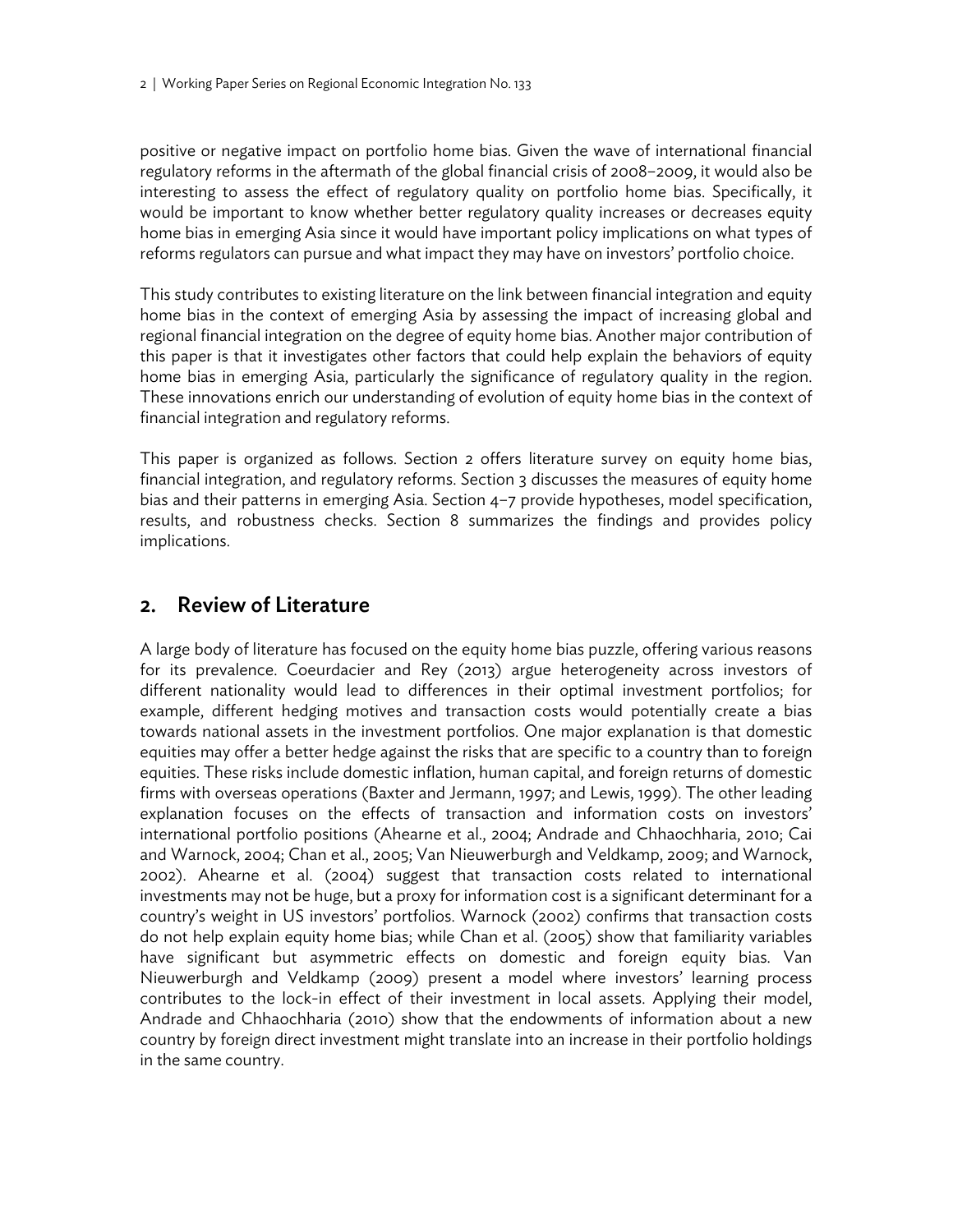positive or negative impact on portfolio home bias. Given the wave of international financial regulatory reforms in the aftermath of the global financial crisis of 2008–2009, it would also be interesting to assess the effect of regulatory quality on portfolio home bias. Specifically, it would be important to know whether better regulatory quality increases or decreases equity home bias in emerging Asia since it would have important policy implications on what types of reforms regulators can pursue and what impact they may have on investors' portfolio choice.

This study contributes to existing literature on the link between financial integration and equity home bias in the context of emerging Asia by assessing the impact of increasing global and regional financial integration on the degree of equity home bias. Another major contribution of this paper is that it investigates other factors that could help explain the behaviors of equity home bias in emerging Asia, particularly the significance of regulatory quality in the region. These innovations enrich our understanding of evolution of equity home bias in the context of financial integration and regulatory reforms.

This paper is organized as follows. Section 2 offers literature survey on equity home bias, financial integration, and regulatory reforms. Section 3 discusses the measures of equity home bias and their patterns in emerging Asia. Section 4–7 provide hypotheses, model specification, results, and robustness checks. Section 8 summarizes the findings and provides policy implications.

## 2. Review of Literature

A large body of literature has focused on the equity home bias puzzle, offering various reasons for its prevalence. Coeurdacier and Rey (2013) argue heterogeneity across investors of different nationality would lead to differences in their optimal investment portfolios; for example, different hedging motives and transaction costs would potentially create a bias towards national assets in the investment portfolios. One major explanation is that domestic equities may offer a better hedge against the risks that are specific to a country than to foreign equities. These risks include domestic inflation, human capital, and foreign returns of domestic firms with overseas operations (Baxter and Jermann, 1997; and Lewis, 1999). The other leading explanation focuses on the effects of transaction and information costs on investors' international portfolio positions (Ahearne et al., 2004; Andrade and Chhaochharia, 2010; Cai and Warnock, 2004; Chan et al., 2005; Van Nieuwerburgh and Veldkamp, 2009; and Warnock, 2002). Ahearne et al. (2004) suggest that transaction costs related to international investments may not be huge, but a proxy for information cost is a significant determinant for a country's weight in US investors' portfolios. Warnock (2002) confirms that transaction costs do not help explain equity home bias; while Chan et al. (2005) show that familiarity variables have significant but asymmetric effects on domestic and foreign equity bias. Van Nieuwerburgh and Veldkamp (2009) present a model where investors' learning process contributes to the lock-in effect of their investment in local assets. Applying their model, Andrade and Chhaochharia (2010) show that the endowments of information about a new country by foreign direct investment might translate into an increase in their portfolio holdings in the same country.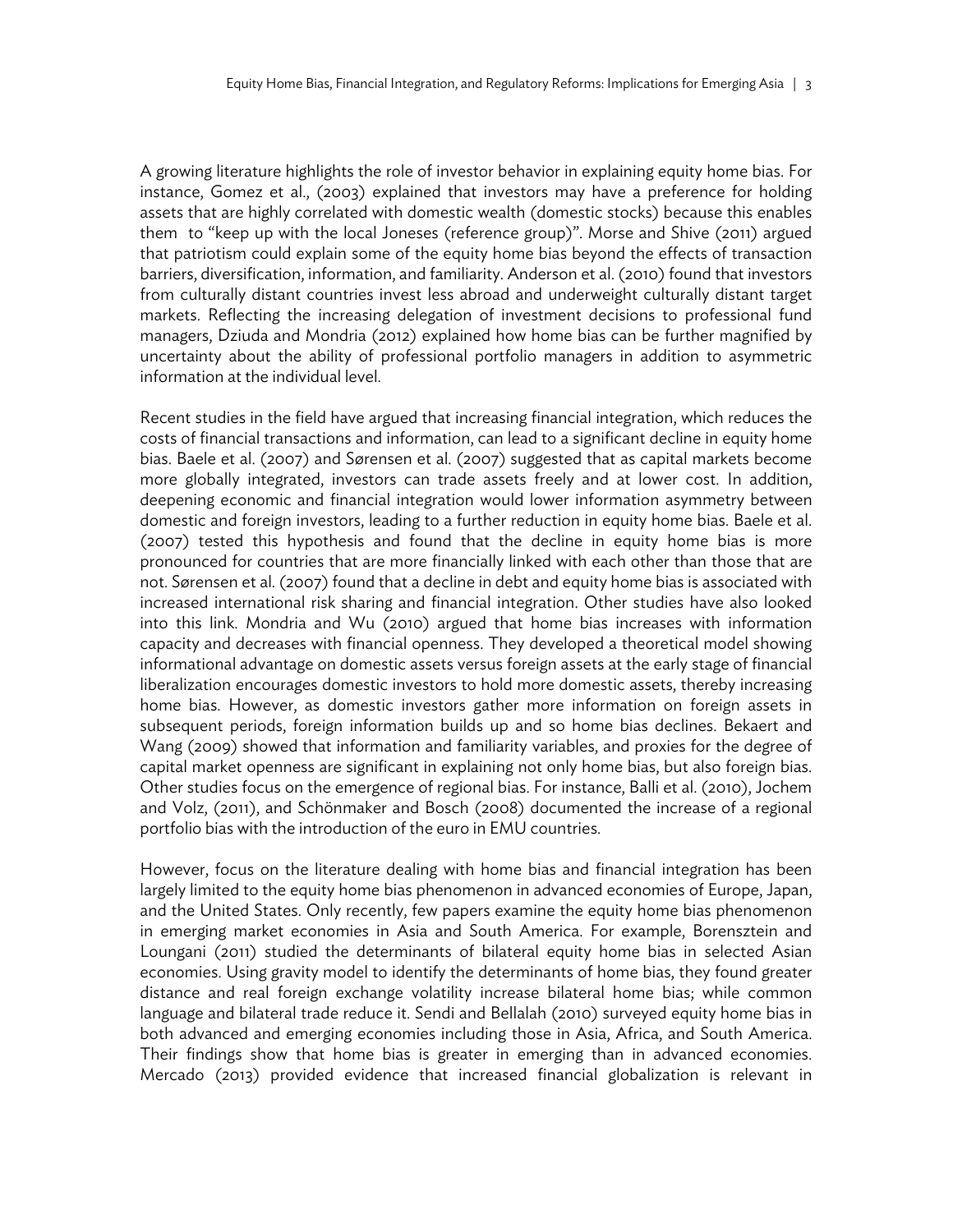A growing literature highlights the role of investor behavior in explaining equity home bias. For instance, Gomez et al., (2003) explained that investors may have a preference for holding assets that are highly correlated with domestic wealth (domestic stocks) because this enables them to "keep up with the local Joneses (reference group)". Morse and Shive (2011) argued that patriotism could explain some of the equity home bias beyond the effects of transaction barriers, diversification, information, and familiarity. Anderson et al. (2010) found that investors from culturally distant countries invest less abroad and underweight culturally distant target markets. Reflecting the increasing delegation of investment decisions to professional fund managers, Dziuda and Mondria (2012) explained how home bias can be further magnified by uncertainty about the ability of professional portfolio managers in addition to asymmetric information at the individual level.

Recent studies in the field have argued that increasing financial integration, which reduces the costs of financial transactions and information, can lead to a significant decline in equity home bias. Baele et al. (2007) and Sørensen et al. (2007) suggested that as capital markets become more globally integrated, investors can trade assets freely and at lower cost. In addition, deepening economic and financial integration would lower information asymmetry between domestic and foreign investors, leading to a further reduction in equity home bias. Baele et al. (2007) tested this hypothesis and found that the decline in equity home bias is more pronounced for countries that are more financially linked with each other than those that are not. Sørensen et al. (2007) found that a decline in debt and equity home bias is associated with increased international risk sharing and financial integration. Other studies have also looked into this link. Mondria and Wu (2010) argued that home bias increases with information capacity and decreases with financial openness. They developed a theoretical model showing informational advantage on domestic assets versus foreign assets at the early stage of financial liberalization encourages domestic investors to hold more domestic assets, thereby increasing home bias. However, as domestic investors gather more information on foreign assets in subsequent periods, foreign information builds up and so home bias declines. Bekaert and Wang (2009) showed that information and familiarity variables, and proxies for the degree of capital market openness are significant in explaining not only home bias, but also foreign bias. Other studies focus on the emergence of regional bias. For instance, Balli et al. (2010), Jochem and Volz, (2011), and Schönmaker and Bosch (2008) documented the increase of a regional portfolio bias with the introduction of the euro in EMU countries.

However, focus on the literature dealing with home bias and financial integration has been largely limited to the equity home bias phenomenon in advanced economies of Europe, Japan, and the United States. Only recently, few papers examine the equity home bias phenomenon in emerging market economies in Asia and South America. For example, Borensztein and Loungani (2011) studied the determinants of bilateral equity home bias in selected Asian economies. Using gravity model to identify the determinants of home bias, they found greater distance and real foreign exchange volatility increase bilateral home bias; while common language and bilateral trade reduce it. Sendi and Bellalah (2010) surveyed equity home bias in both advanced and emerging economies including those in Asia, Africa, and South America. Their findings show that home bias is greater in emerging than in advanced economies. Mercado (2013) provided evidence that increased financial globalization is relevant in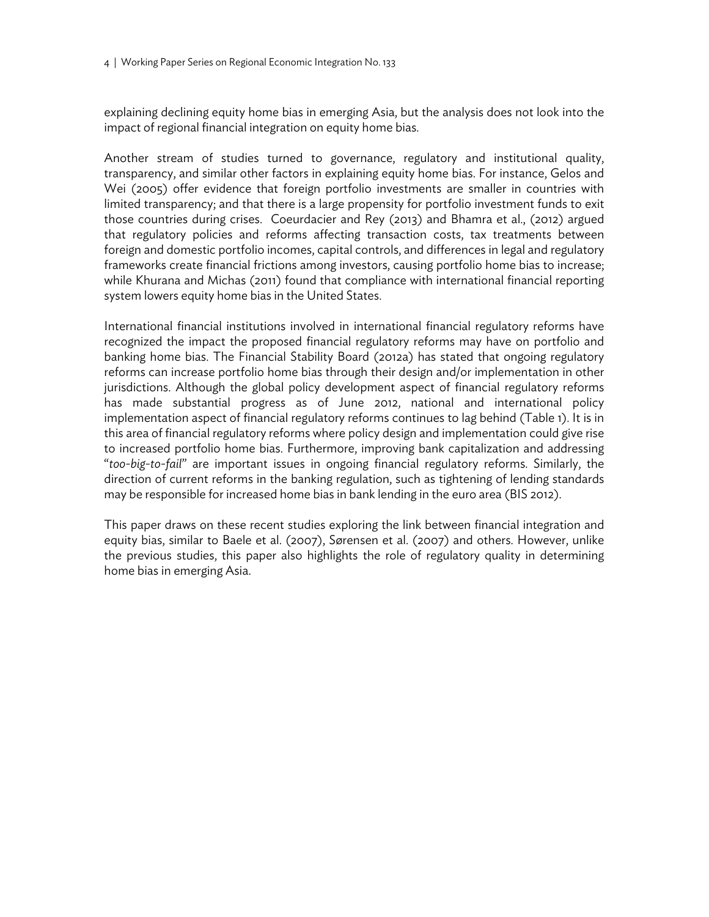explaining declining equity home bias in emerging Asia, but the analysis does not look into the impact of regional financial integration on equity home bias.

Another stream of studies turned to governance, regulatory and institutional quality, transparency, and similar other factors in explaining equity home bias. For instance, Gelos and Wei (2005) offer evidence that foreign portfolio investments are smaller in countries with limited transparency; and that there is a large propensity for portfolio investment funds to exit those countries during crises. Coeurdacier and Rey (2013) and Bhamra et al., (2012) argued that regulatory policies and reforms affecting transaction costs, tax treatments between foreign and domestic portfolio incomes, capital controls, and differences in legal and regulatory frameworks create financial frictions among investors, causing portfolio home bias to increase; while Khurana and Michas (2011) found that compliance with international financial reporting system lowers equity home bias in the United States.

International financial institutions involved in international financial regulatory reforms have recognized the impact the proposed financial regulatory reforms may have on portfolio and banking home bias. The Financial Stability Board (2012a) has stated that ongoing regulatory reforms can increase portfolio home bias through their design and/or implementation in other jurisdictions. Although the global policy development aspect of financial regulatory reforms has made substantial progress as of June 2012, national and international policy implementation aspect of financial regulatory reforms continues to lag behind (Table 1). It is in this area of financial regulatory reforms where policy design and implementation could give rise to increased portfolio home bias. Furthermore, improving bank capitalization and addressing "*too-big-to-fail*" are important issues in ongoing financial regulatory reforms. Similarly, the direction of current reforms in the banking regulation, such as tightening of lending standards may be responsible for increased home bias in bank lending in the euro area (BIS 2012).

This paper draws on these recent studies exploring the link between financial integration and equity bias, similar to Baele et al. (2007), Sørensen et al. (2007) and others. However, unlike the previous studies, this paper also highlights the role of regulatory quality in determining home bias in emerging Asia.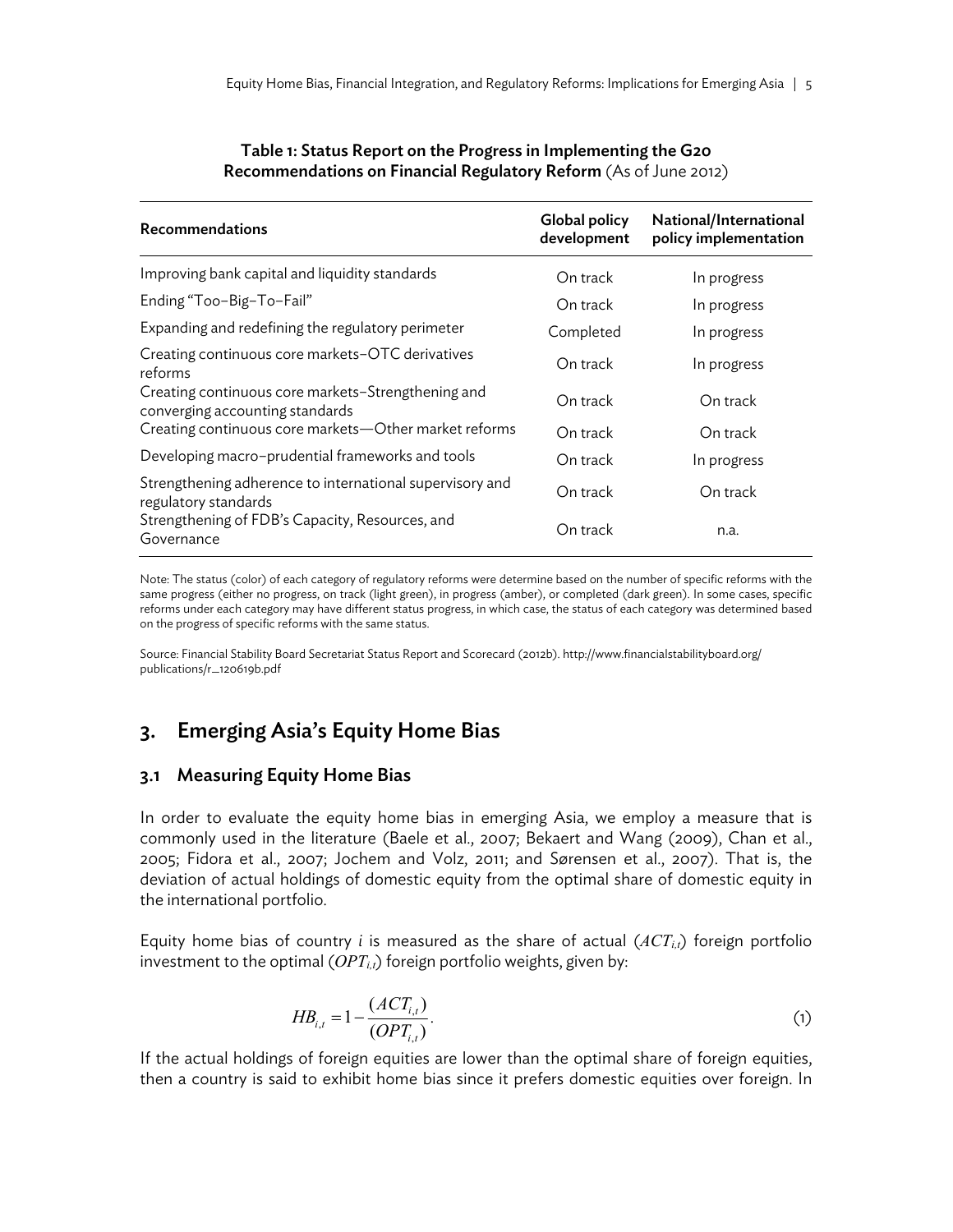**Table 1: Status Report on the Progress in Implementing the G20 Recommendations on Financial Regulatory Reform** (As of June 2012)

| Recommendations | Global policy development | National/International policy implementation |
|---|---|---|
| Improving bank capital and liquidity standards | On track | In progress |
| Ending "Too–Big–To–Fail" | On track | In progress |
| Expanding and redefining the regulatory perimeter | Completed | In progress |
| Creating continuous core markets–OTC derivatives reforms | On track | In progress |
| Creating continuous core markets–Strengthening and converging accounting standards | On track | On track |
| Creating continuous core markets—Other market reforms | On track | On track |
| Developing macro–prudential frameworks and tools | On track | In progress |
| Strengthening adherence to international supervisory and regulatory standards | On track | On track |
| Strengthening of FDB's Capacity, Resources, and Governance | On track | n.a. |

Note: The status (color) of each category of regulatory reforms were determine based on the number of specific reforms with the same progress (either no progress, on track (light green), in progress (amber), or completed (dark green). In some cases, specific reforms under each category may have different status progress, in which case, the status of each category was determined based on the progress of specific reforms with the same status.

Source: Financial Stability Board Secretariat Status Report and Scorecard (2012b). http://www.financialstabilityboard.org/publications/r_120619b.pdf

## 3. Emerging Asia's Equity Home Bias

### 3.1 Measuring Equity Home Bias

In order to evaluate the equity home bias in emerging Asia, we employ a measure that is commonly used in the literature (Baele et al., 2007; Bekaert and Wang (2009), Chan et al., 2005; Fidora et al., 2007; Jochem and Volz, 2011; and Sørensen et al., 2007). That is, the deviation of actual holdings of domestic equity from the optimal share of domestic equity in the international portfolio.

Equity home bias of country *i* is measured as the share of actual ($ACT_{i,t}$) foreign portfolio investment to the optimal ($OPT_{i,t}$) foreign portfolio weights, given by:

$$HB_{i,t} = 1 - \frac{(ACT_{i,t})}{(OPT_{i,t})}. \tag{1}$$

If the actual holdings of foreign equities are lower than the optimal share of foreign equities, then a country is said to exhibit home bias since it prefers domestic equities over foreign. In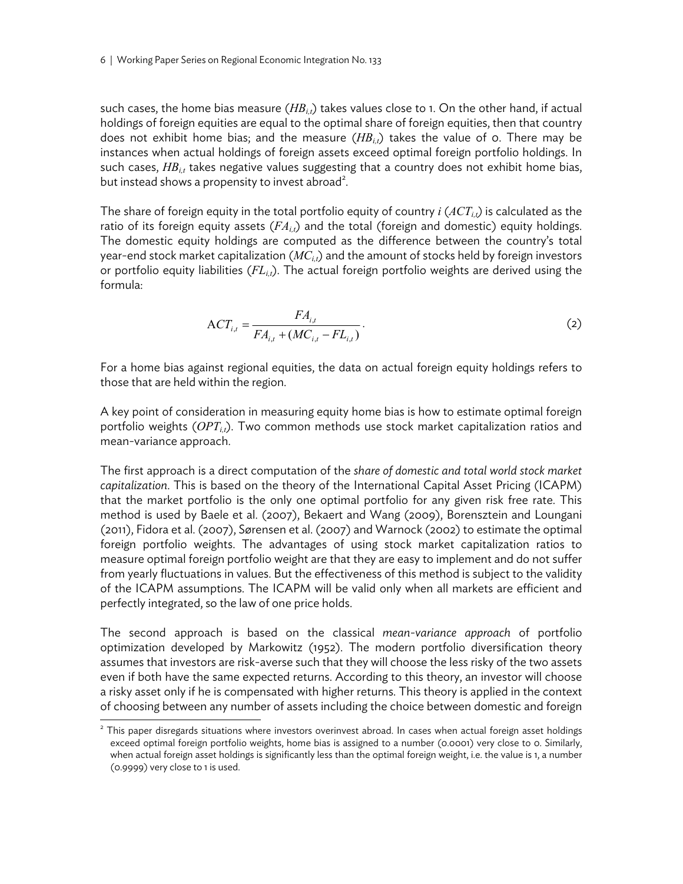such cases, the home bias measure ($HB_{i,t}$) takes values close to 1. On the other hand, if actual holdings of foreign equities are equal to the optimal share of foreign equities, then that country does not exhibit home bias; and the measure ($HB_{i,t}$) takes the value of 0. There may be instances when actual holdings of foreign assets exceed optimal foreign portfolio holdings. In such cases, $HB_{i,t}$ takes negative values suggesting that a country does not exhibit home bias, but instead shows a propensity to invest abroad[2].

The share of foreign equity in the total portfolio equity of country $i$ ($ACT_{i,t}$) is calculated as the ratio of its foreign equity assets ($FA_{i,t}$) and the total (foreign and domestic) equity holdings. The domestic equity holdings are computed as the difference between the country's total year-end stock market capitalization ($MC_{i,t}$) and the amount of stocks held by foreign investors or portfolio equity liabilities ($FL_{i,t}$). The actual foreign portfolio weights are derived using the formula:

$$ACT_{i,t} = \frac{FA_{i,t}}{FA_{i,t} + (MC_{i,t} - FL_{i,t})}. \tag{2}$$

For a home bias against regional equities, the data on actual foreign equity holdings refers to those that are held within the region.

A key point of consideration in measuring equity home bias is how to estimate optimal foreign portfolio weights ($OPT_{i,t}$). Two common methods use stock market capitalization ratios and mean-variance approach.

The first approach is a direct computation of the *share of domestic and total world stock market capitalization*. This is based on the theory of the International Capital Asset Pricing (ICAPM) that the market portfolio is the only one optimal portfolio for any given risk free rate. This method is used by Baele et al. (2007), Bekaert and Wang (2009), Borensztein and Loungani (2011), Fidora et al. (2007), Sørensen et al. (2007) and Warnock (2002) to estimate the optimal foreign portfolio weights. The advantages of using stock market capitalization ratios to measure optimal foreign portfolio weight are that they are easy to implement and do not suffer from yearly fluctuations in values. But the effectiveness of this method is subject to the validity of the ICAPM assumptions. The ICAPM will be valid only when all markets are efficient and perfectly integrated, so the law of one price holds.

The second approach is based on the classical *mean-variance approach* of portfolio optimization developed by Markowitz (1952). The modern portfolio diversification theory assumes that investors are risk-averse such that they will choose the less risky of the two assets even if both have the same expected returns. According to this theory, an investor will choose a risky asset only if he is compensated with higher returns. This theory is applied in the context of choosing between any number of assets including the choice between domestic and foreign

[2] This paper disregards situations where investors overinvest abroad. In cases when actual foreign asset holdings exceed optimal foreign portfolio weights, home bias is assigned to a number (0.0001) very close to 0. Similarly, when actual foreign asset holdings is significantly less than the optimal foreign weight, i.e. the value is 1, a number (0.9999) very close to 1 is used.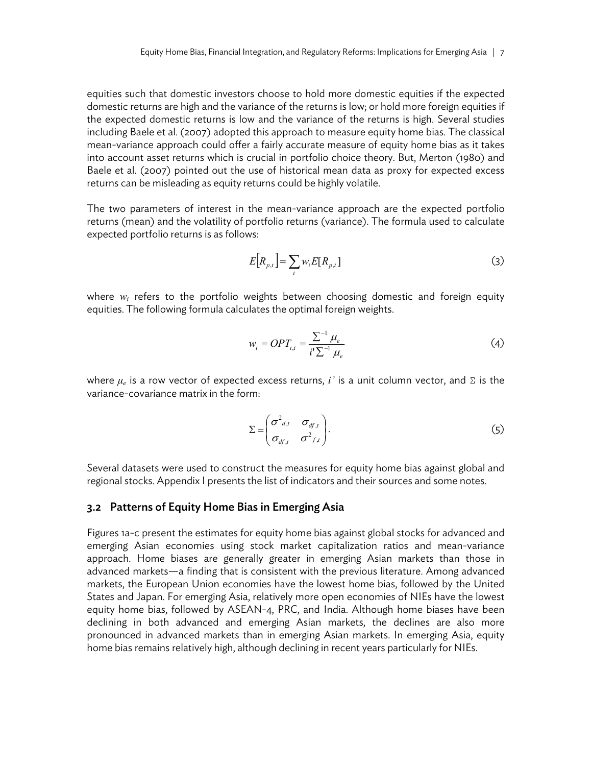equities such that domestic investors choose to hold more domestic equities if the expected domestic returns are high and the variance of the returns is low; or hold more foreign equities if the expected domestic returns is low and the variance of the returns is high. Several studies including Baele et al. (2007) adopted this approach to measure equity home bias. The classical mean-variance approach could offer a fairly accurate measure of equity home bias as it takes into account asset returns which is crucial in portfolio choice theory. But, Merton (1980) and Baele et al. (2007) pointed out the use of historical mean data as proxy for expected excess returns can be misleading as equity returns could be highly volatile.

The two parameters of interest in the mean-variance approach are the expected portfolio returns (mean) and the volatility of portfolio returns (variance). The formula used to calculate expected portfolio returns is as follows:

$$E\left[R_{p,t}\right] = \sum_{i} w_i E[R_{p,t}] \tag{3}$$

where $w_i$ refers to the portfolio weights between choosing domestic and foreign equity equities. The following formula calculates the optimal foreign weights.

$$w_i = OPT_{i,t} = \frac{\Sigma^{-1} \mu_e}{i' \Sigma^{-1} \mu_e} \tag{4}$$

where $\mu_e$ is a row vector of expected excess returns, $i'$ is a unit column vector, and $\Sigma$ is the variance-covariance matrix in the form:

$$\Sigma = \begin{pmatrix} \sigma^2_{d,t} & \sigma_{df,t} \\ \sigma_{df,t} & \sigma^2_{f,t} \end{pmatrix}. \tag{5}$$

Several datasets were used to construct the measures for equity home bias against global and regional stocks. Appendix I presents the list of indicators and their sources and some notes.

### 3.2 Patterns of Equity Home Bias in Emerging Asia

Figures 1a-c present the estimates for equity home bias against global stocks for advanced and emerging Asian economies using stock market capitalization ratios and mean-variance approach. Home biases are generally greater in emerging Asian markets than those in advanced markets—a finding that is consistent with the previous literature. Among advanced markets, the European Union economies have the lowest home bias, followed by the United States and Japan. For emerging Asia, relatively more open economies of NIEs have the lowest equity home bias, followed by ASEAN-4, PRC, and India. Although home biases have been declining in both advanced and emerging Asian markets, the declines are also more pronounced in advanced markets than in emerging Asian markets. In emerging Asia, equity home bias remains relatively high, although declining in recent years particularly for NIEs.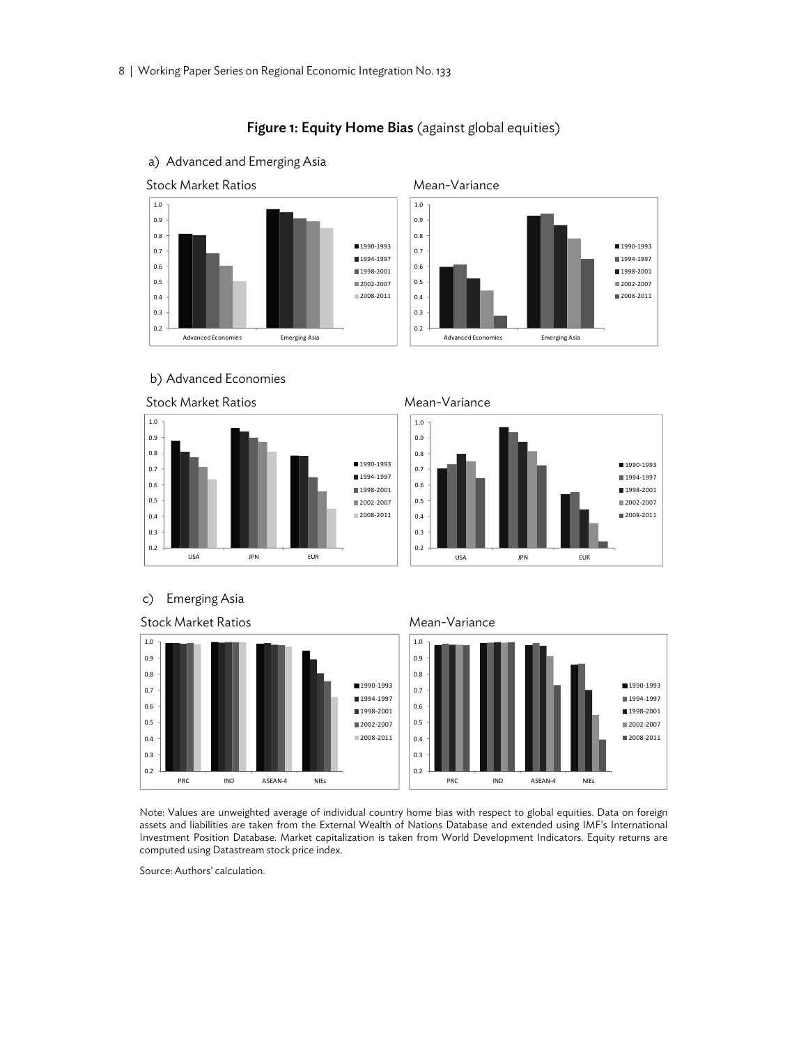**Figure 1: Equity Home Bias** (against global equities)

a) Advanced and Emerging Asia

Stock Market Ratios

1.0
0.9
0.8
0.7
0.6
0.5
0.4
0.3
0.2

Advanced Economies
Emerging Asia

1990-1993
1994-1997
1998-2001
2002-2007
2008-2011

Mean-Variance

1.0
0.9
0.8
0.7
0.6
0.5
0.4
0.3
0.2

Advanced Economies
Emerging Asia

1990-1993
1994-1997
1998-2001
2002-2007
2008-2011

b) Advanced Economies

Stock Market Ratios

1.0
0.9
0.8
0.7
0.6
0.5
0.4
0.3
0.2

USA
JPN
EUR

1990-1993
1994-1997
1998-2001
2002-2007
2008-2011

Mean-Variance

1.0
0.9
0.8
0.7
0.6
0.5
0.4
0.3
0.2

USA
JPN
EUR

1990-1993
1994-1997
1998-2001
2002-2007
2008-2011

c) Emerging Asia

Stock Market Ratios

1.0
0.9
0.8
0.7
0.6
0.5
0.4
0.3
0.2

PRC
IND
ASEAN-4
NIEs

1990-1993
1994-1997
1998-2001
2002-2007
2008-2011

Mean-Variance

1.0
0.9
0.8
0.7
0.6
0.5
0.4
0.3
0.2

PRC
IND
ASEAN-4
NIEs

1990-1993
1994-1997
1998-2001
2002-2007
2008-2011

Note: Values are unweighted average of individual country home bias with respect to global equities. Data on foreign assets and liabilities are taken from the External Wealth of Nations Database and extended using IMF's International Investment Position Database. Market capitalization is taken from World Development Indicators. Equity returns are computed using Datastream stock price index.

Source: Authors' calculation.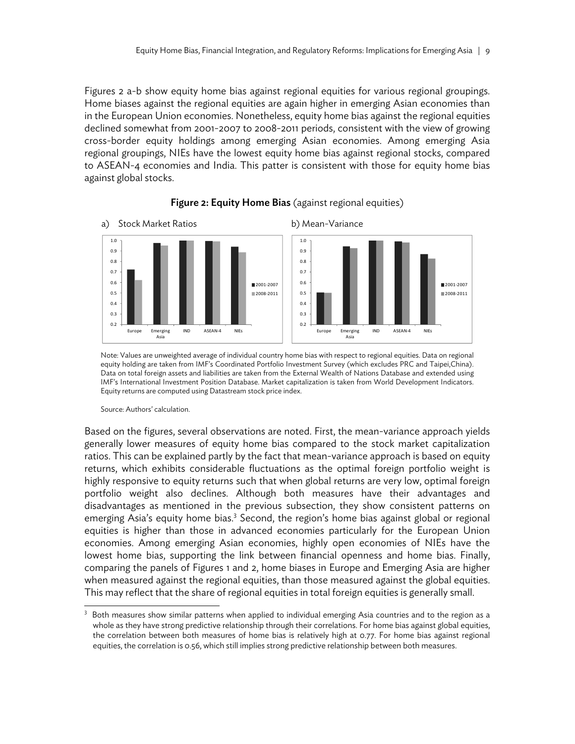Figures 2 a-b show equity home bias against regional equities for various regional groupings. Home biases against the regional equities are again higher in emerging Asian economies than in the European Union economies. Nonetheless, equity home bias against the regional equities declined somewhat from 2001-2007 to 2008-2011 periods, consistent with the view of growing cross-border equity holdings among emerging Asian economies. Among emerging Asia regional groupings, NIEs have the lowest equity home bias against regional stocks, compared to ASEAN-4 economies and India. This patter is consistent with those for equity home bias against global stocks.

**Figure 2: Equity Home Bias** (against regional equities)

a) Stock Market Ratios

1.0
0.9
0.8
0.7
0.6
0.5
0.4
0.3
0.2

Europe
Emerging Asia
IND
ASEAN-4
NIEs

2001-2007
2008-2011

b) Mean-Variance

1.0
0.9
0.8
0.7
0.6
0.5
0.4
0.3
0.2

Europe
Emerging Asia
IND
ASEAN-4
NIEs

2001-2007
2008-2011

Note: Values are unweighted average of individual country home bias with respect to regional equities. Data on regional equity holding are taken from IMF's Coordinated Portfolio Investment Survey (which excludes PRC and Taipei,China). Data on total foreign assets and liabilities are taken from the External Wealth of Nations Database and extended using IMF's International Investment Position Database. Market capitalization is taken from World Development Indicators. Equity returns are computed using Datastream stock price index.

Source: Authors' calculation.

Based on the figures, several observations are noted. First, the mean-variance approach yields generally lower measures of equity home bias compared to the stock market capitalization ratios. This can be explained partly by the fact that mean-variance approach is based on equity returns, which exhibits considerable fluctuations as the optimal foreign portfolio weight is highly responsive to equity returns such that when global returns are very low, optimal foreign portfolio weight also declines. Although both measures have their advantages and disadvantages as mentioned in the previous subsection, they show consistent patterns on emerging Asia's equity home bias.[3] Second, the region's home bias against global or regional equities is higher than those in advanced economies particularly for the European Union economies. Among emerging Asian economies, highly open economies of NIEs have the lowest home bias, supporting the link between financial openness and home bias. Finally, comparing the panels of Figures 1 and 2, home biases in Europe and Emerging Asia are higher when measured against the regional equities, than those measured against the global equities. This may reflect that the share of regional equities in total foreign equities is generally small.

[3] Both measures show similar patterns when applied to individual emerging Asia countries and to the region as a whole as they have strong predictive relationship through their correlations. For home bias against global equities, the correlation between both measures of home bias is relatively high at 0.77. For home bias against regional equities, the correlation is 0.56, which still implies strong predictive relationship between both measures.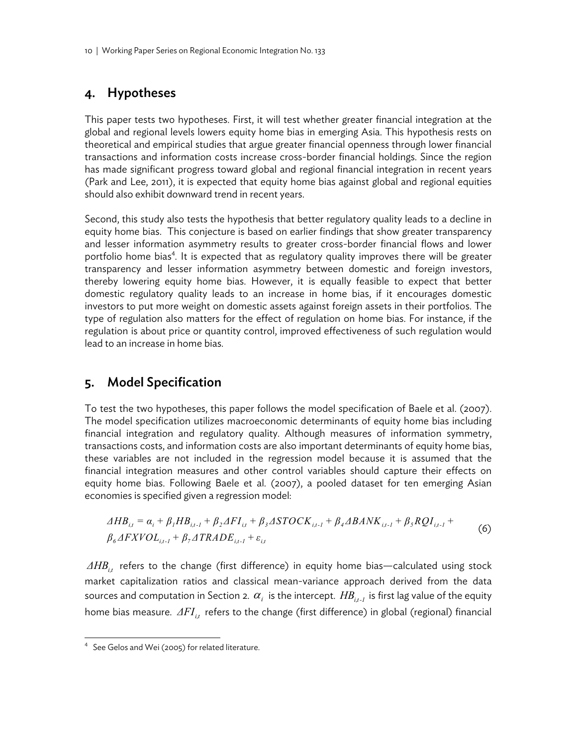## 4. Hypotheses

This paper tests two hypotheses. First, it will test whether greater financial integration at the global and regional levels lowers equity home bias in emerging Asia. This hypothesis rests on theoretical and empirical studies that argue greater financial openness through lower financial transactions and information costs increase cross-border financial holdings. Since the region has made significant progress toward global and regional financial integration in recent years (Park and Lee, 2011), it is expected that equity home bias against global and regional equities should also exhibit downward trend in recent years.

Second, this study also tests the hypothesis that better regulatory quality leads to a decline in equity home bias. This conjecture is based on earlier findings that show greater transparency and lesser information asymmetry results to greater cross-border financial flows and lower portfolio home bias[4]. It is expected that as regulatory quality improves there will be greater transparency and lesser information asymmetry between domestic and foreign investors, thereby lowering equity home bias. However, it is equally feasible to expect that better domestic regulatory quality leads to an increase in home bias, if it encourages domestic investors to put more weight on domestic assets against foreign assets in their portfolios. The type of regulation also matters for the effect of regulation on home bias. For instance, if the regulation is about price or quantity control, improved effectiveness of such regulation would lead to an increase in home bias.

## 5. Model Specification

To test the two hypotheses, this paper follows the model specification of Baele et al. (2007). The model specification utilizes macroeconomic determinants of equity home bias including financial integration and regulatory quality. Although measures of information symmetry, transactions costs, and information costs are also important determinants of equity home bias, these variables are not included in the regression model because it is assumed that the financial integration measures and other control variables should capture their effects on equity home bias. Following Baele et al. (2007), a pooled dataset for ten emerging Asian economies is specified given a regression model:

$$\Delta HB_{i,t} = \alpha_i + \beta_1 HB_{i,t-1} + \beta_2 \Delta FI_{i,t} + \beta_3 \Delta STOCK_{i,t-1} + \beta_4 \Delta BANK_{i,t-1} + \beta_5 RQI_{i,t-1} + \beta_6 \Delta FXVOL_{i,t-1} + \beta_7 \Delta TRADE_{i,t-1} + \varepsilon_{i,t} \quad (6)$$

$\Delta HB_{i,t}$ refers to the change (first difference) in equity home bias—calculated using stock market capitalization ratios and classical mean-variance approach derived from the data sources and computation in Section 2. $\alpha_i$ is the intercept. $HB_{i,t-1}$ is first lag value of the equity home bias measure. $\Delta FI_{i,t}$ refers to the change (first difference) in global (regional) financial

---

[4] See Gelos and Wei (2005) for related literature.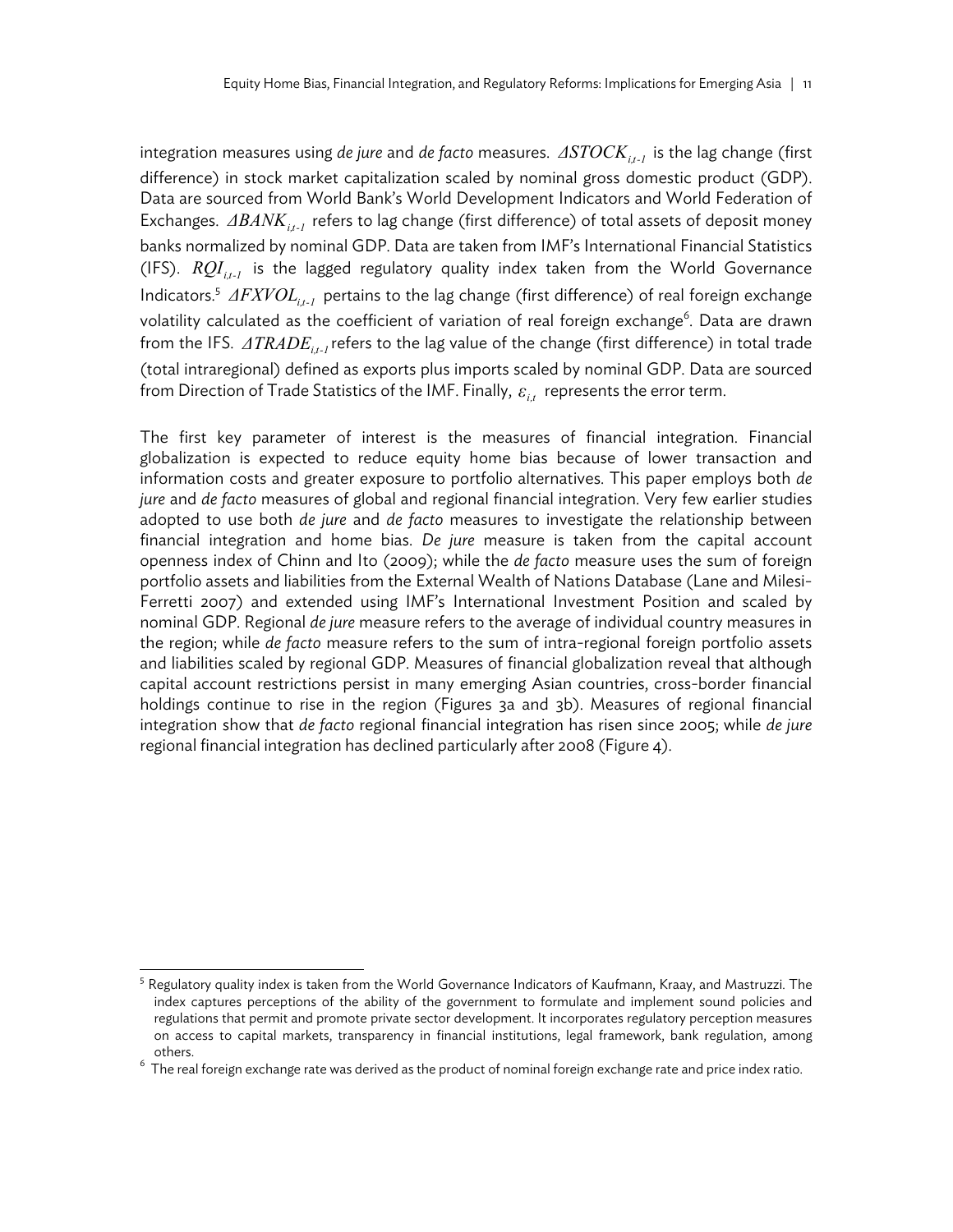integration measures using *de jure* and *de facto* measures. $\Delta STOCK_{i,t-1}$ is the lag change (first difference) in stock market capitalization scaled by nominal gross domestic product (GDP). Data are sourced from World Bank's World Development Indicators and World Federation of Exchanges. $\Delta BANK_{i,t-1}$ refers to lag change (first difference) of total assets of deposit money banks normalized by nominal GDP. Data are taken from IMF's International Financial Statistics (IFS). $RQI_{i,t-1}$ is the lagged regulatory quality index taken from the World Governance Indicators.[5] $\Delta FXVOL_{i,t-1}$ pertains to the lag change (first difference) of real foreign exchange volatility calculated as the coefficient of variation of real foreign exchange[6]. Data are drawn from the IFS. $\Delta TRADE_{i,t-1}$ refers to the lag value of the change (first difference) in total trade (total intraregional) defined as exports plus imports scaled by nominal GDP. Data are sourced from Direction of Trade Statistics of the IMF. Finally, $\varepsilon_{i,t}$ represents the error term.

The first key parameter of interest is the measures of financial integration. Financial globalization is expected to reduce equity home bias because of lower transaction and information costs and greater exposure to portfolio alternatives. This paper employs both *de jure* and *de facto* measures of global and regional financial integration. Very few earlier studies adopted to use both *de jure* and *de facto* measures to investigate the relationship between financial integration and home bias. *De jure* measure is taken from the capital account openness index of Chinn and Ito (2009); while the *de facto* measure uses the sum of foreign portfolio assets and liabilities from the External Wealth of Nations Database (Lane and Milesi-Ferretti 2007) and extended using IMF's International Investment Position and scaled by nominal GDP. Regional *de jure* measure refers to the average of individual country measures in the region; while *de facto* measure refers to the sum of intra-regional foreign portfolio assets and liabilities scaled by regional GDP. Measures of financial globalization reveal that although capital account restrictions persist in many emerging Asian countries, cross-border financial holdings continue to rise in the region (Figures 3a and 3b). Measures of regional financial integration show that *de facto* regional financial integration has risen since 2005; while *de jure* regional financial integration has declined particularly after 2008 (Figure 4).

[5] Regulatory quality index is taken from the World Governance Indicators of Kaufmann, Kraay, and Mastruzzi. The index captures perceptions of the ability of the government to formulate and implement sound policies and regulations that permit and promote private sector development. It incorporates regulatory perception measures on access to capital markets, transparency in financial institutions, legal framework, bank regulation, among others.

[6] The real foreign exchange rate was derived as the product of nominal foreign exchange rate and price index ratio.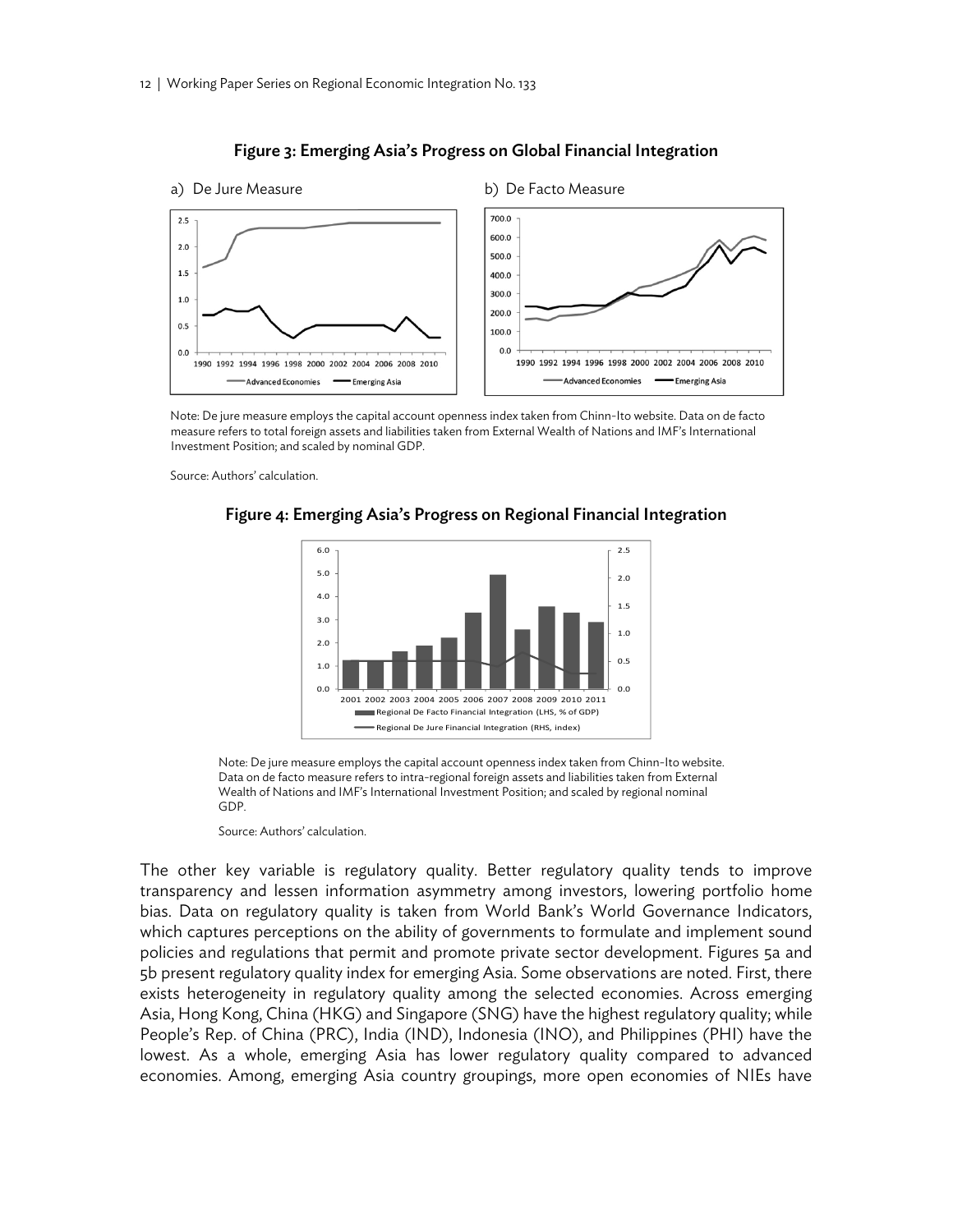**Figure 3: Emerging Asia's Progress on Global Financial Integration**

a) De Jure Measure

2.5
2.0
1.5
1.0
0.5
0.0
1990 1992 1994 1996 1998 2000 2002 2004 2006 2008 2010
Advanced Economies
Emerging Asia

b) De Facto Measure

700.0
600.0
500.0
400.0
300.0
200.0
100.0
0.0
1990 1992 1994 1996 1998 2000 2002 2004 2006 2008 2010
Advanced Economies
Emerging Asia

Note: De jure measure employs the capital account openness index taken from Chinn-Ito website. Data on de facto measure refers to total foreign assets and liabilities taken from External Wealth of Nations and IMF's International Investment Position; and scaled by nominal GDP.

Source: Authors' calculation.

**Figure 4: Emerging Asia's Progress on Regional Financial Integration**

6.0
5.0
4.0
3.0
2.0
1.0
0.0
2.5
2.0
1.5
1.0
0.5
0.0
2001 2002 2003 2004 2005 2006 2007 2008 2009 2010 2011
Regional De Facto Financial Integration (LHS, % of GDP)
Regional De Jure Financial Integration (RHS, index)

Note: De jure measure employs the capital account openness index taken from Chinn-Ito website. Data on de facto measure refers to intra-regional foreign assets and liabilities taken from External Wealth of Nations and IMF's International Investment Position; and scaled by regional nominal GDP.

Source: Authors' calculation.

The other key variable is regulatory quality. Better regulatory quality tends to improve transparency and lessen information asymmetry among investors, lowering portfolio home bias. Data on regulatory quality is taken from World Bank's World Governance Indicators, which captures perceptions on the ability of governments to formulate and implement sound policies and regulations that permit and promote private sector development. Figures 5a and 5b present regulatory quality index for emerging Asia. Some observations are noted. First, there exists heterogeneity in regulatory quality among the selected economies. Across emerging Asia, Hong Kong, China (HKG) and Singapore (SNG) have the highest regulatory quality; while People's Rep. of China (PRC), India (IND), Indonesia (INO), and Philippines (PHI) have the lowest. As a whole, emerging Asia has lower regulatory quality compared to advanced economies. Among, emerging Asia country groupings, more open economies of NIEs have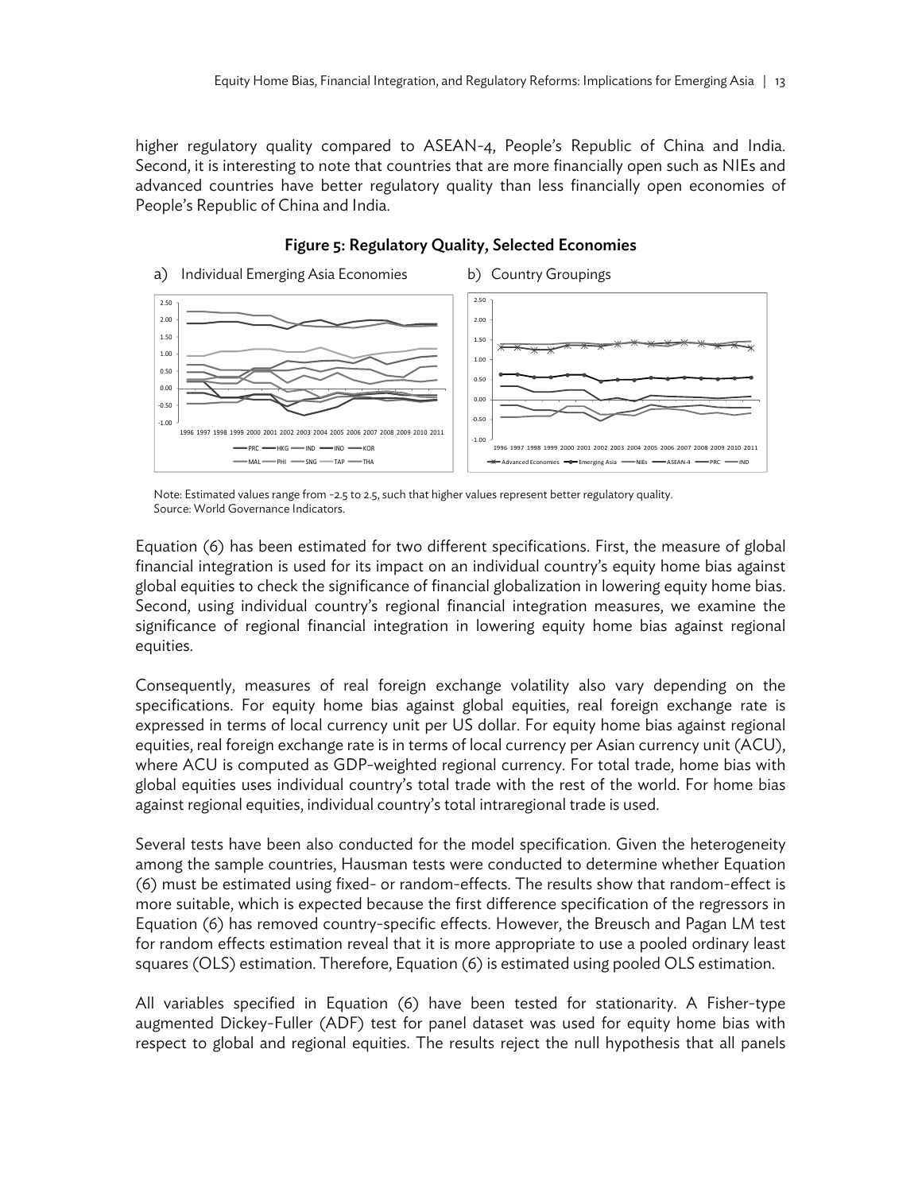higher regulatory quality compared to ASEAN-4, People's Republic of China and India. Second, it is interesting to note that countries that are more financially open such as NIEs and advanced countries have better regulatory quality than less financially open economies of People's Republic of China and India.

**Figure 5: Regulatory Quality, Selected Economies**

a) Individual Emerging Asia Economies

2.50
2.00
1.50
1.00
0.50
0.00
-0.50
-1.00

1996 1997 1998 1999 2000 2001 2002 2003 2004 2005 2006 2007 2008 2009 2010 2011

PRC HKG IND INO KOR
MAL PHI SNG TAP THA

b) Country Groupings

2.50
2.00
1.50
1.00
0.50
0.00
-0.50
-1.00

1996 1997 1998 1999 2000 2001 2002 2003 2004 2005 2006 2007 2008 2009 2010 2011

Advanced Economies Emerging Asia NIEs ASEAN-4 PRC IND

Note: Estimated values range from -2.5 to 2.5, such that higher values represent better regulatory quality.
Source: World Governance Indicators.

Equation (6) has been estimated for two different specifications. First, the measure of global financial integration is used for its impact on an individual country's equity home bias against global equities to check the significance of financial globalization in lowering equity home bias. Second, using individual country's regional financial integration measures, we examine the significance of regional financial integration in lowering equity home bias against regional equities.

Consequently, measures of real foreign exchange volatility also vary depending on the specifications. For equity home bias against global equities, real foreign exchange rate is expressed in terms of local currency unit per US dollar. For equity home bias against regional equities, real foreign exchange rate is in terms of local currency per Asian currency unit (ACU), where ACU is computed as GDP-weighted regional currency. For total trade, home bias with global equities uses individual country's total trade with the rest of the world. For home bias against regional equities, individual country's total intraregional trade is used.

Several tests have been also conducted for the model specification. Given the heterogeneity among the sample countries, Hausman tests were conducted to determine whether Equation (6) must be estimated using fixed- or random-effects. The results show that random-effect is more suitable, which is expected because the first difference specification of the regressors in Equation (6) has removed country-specific effects. However, the Breusch and Pagan LM test for random effects estimation reveal that it is more appropriate to use a pooled ordinary least squares (OLS) estimation. Therefore, Equation (6) is estimated using pooled OLS estimation.

All variables specified in Equation (6) have been tested for stationarity. A Fisher-type augmented Dickey-Fuller (ADF) test for panel dataset was used for equity home bias with respect to global and regional equities. The results reject the null hypothesis that all panels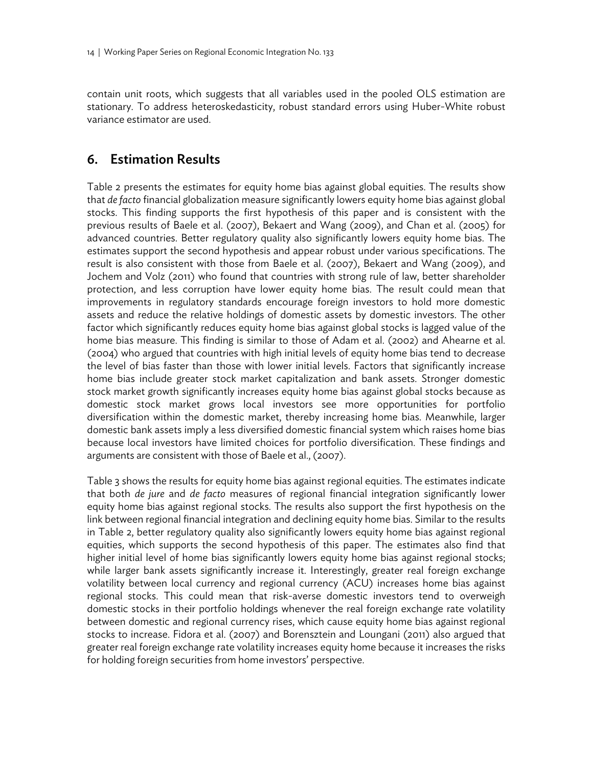contain unit roots, which suggests that all variables used in the pooled OLS estimation are stationary. To address heteroskedasticity, robust standard errors using Huber-White robust variance estimator are used.

## 6. Estimation Results

Table 2 presents the estimates for equity home bias against global equities. The results show that *de facto* financial globalization measure significantly lowers equity home bias against global stocks. This finding supports the first hypothesis of this paper and is consistent with the previous results of Baele et al. (2007), Bekaert and Wang (2009), and Chan et al. (2005) for advanced countries. Better regulatory quality also significantly lowers equity home bias. The estimates support the second hypothesis and appear robust under various specifications. The result is also consistent with those from Baele et al. (2007), Bekaert and Wang (2009), and Jochem and Volz (2011) who found that countries with strong rule of law, better shareholder protection, and less corruption have lower equity home bias. The result could mean that improvements in regulatory standards encourage foreign investors to hold more domestic assets and reduce the relative holdings of domestic assets by domestic investors. The other factor which significantly reduces equity home bias against global stocks is lagged value of the home bias measure. This finding is similar to those of Adam et al. (2002) and Ahearne et al. (2004) who argued that countries with high initial levels of equity home bias tend to decrease the level of bias faster than those with lower initial levels. Factors that significantly increase home bias include greater stock market capitalization and bank assets. Stronger domestic stock market growth significantly increases equity home bias against global stocks because as domestic stock market grows local investors see more opportunities for portfolio diversification within the domestic market, thereby increasing home bias. Meanwhile, larger domestic bank assets imply a less diversified domestic financial system which raises home bias because local investors have limited choices for portfolio diversification. These findings and arguments are consistent with those of Baele et al., (2007).

Table 3 shows the results for equity home bias against regional equities. The estimates indicate that both *de jure* and *de facto* measures of regional financial integration significantly lower equity home bias against regional stocks. The results also support the first hypothesis on the link between regional financial integration and declining equity home bias. Similar to the results in Table 2, better regulatory quality also significantly lowers equity home bias against regional equities, which supports the second hypothesis of this paper. The estimates also find that higher initial level of home bias significantly lowers equity home bias against regional stocks; while larger bank assets significantly increase it. Interestingly, greater real foreign exchange volatility between local currency and regional currency (ACU) increases home bias against regional stocks. This could mean that risk-averse domestic investors tend to overweigh domestic stocks in their portfolio holdings whenever the real foreign exchange rate volatility between domestic and regional currency rises, which cause equity home bias against regional stocks to increase. Fidora et al. (2007) and Borensztein and Loungani (2011) also argued that greater real foreign exchange rate volatility increases equity home because it increases the risks for holding foreign securities from home investors' perspective.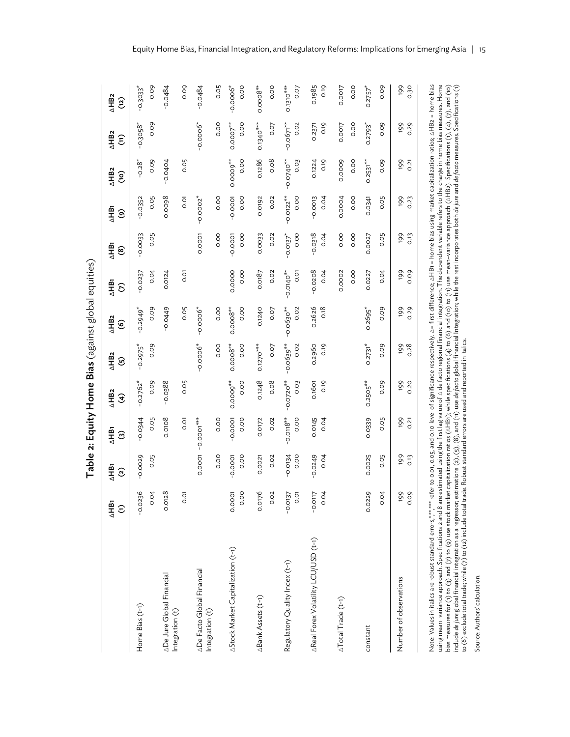**Table 2: Equity Home Bias** (against global equities)

| | ΔHB1 (1) | ΔHB1 (2) | ΔHB1 (3) | ΔHB2 (4) | ΔHB2 (5) | ΔHB2 (6) | ΔHB1 (7) | ΔHB1 (8) | ΔHB1 (9) | ΔHB2 (10) | ΔHB2 (11) | ΔHB2 (12) |
|---|---|---|---|---|---|---|---|---|---|---|---|---|
| Home Bias (t-1) | -0.0236 | -0.0029 | -0.0344 | -0.2762* | -0.2975* | -0.2949* | -0.0237 | -0.0033 | -0.0352 | -0.28* | -0.3058* | -0.3033* |
| | *0.04* | *0.05* | *0.05* | *0.09* | *0.09* | *0.09* | *0.04* | *0.05* | *0.05* | *0.09* | *0.09* | *0.09* |
| ΔDe Jure Global Financial Integration (t) | 0.0128 | | 0.0108 | -0.0388 | | -0.0449 | 0.0124 | | 0.0098 | -0.0404 | | -0.0484 |
| | *0.01* | | *0.01* | *0.05* | | *0.05* | *0.01* | | *0.01* | *0.05* | | *0.09* |
| ΔDe Facto Global Financial Integration (t) | | 0.0001 | -0.0001*** | | -0.0006* | -0.0006* | | 0.0001 | -0.0002* | | -0.0006* | -0.0484 |
| | | *0.00* | *0.00* | | *0.00* | *0.00* | | *0.00* | *0.00* | | *0.00* | *0.05* |
| ΔStock Market Capitalization (t-1) | 0.0001 | -0.0001 | -0.0001 | 0.0009** | 0.0008** | 0.0008** | 0.0000 | -0.0001 | -0.0001 | 0.0009** | 0.0007** | -0.0006* |
| | *0.00* | *0.00* | *0.00* | *0.00* | *0.00* | *0.00* | *0.00* | *0.00* | *0.00* | *0.00* | *0.00* | *0.00* |
| ΔBank Assets (t-1) | 0.0176 | 0.0021 | 0.0172 | 0.1248 | 0.1270*** | 0.1240 | 0.0187 | 0.0033 | 0.0192 | 0.1286 | 0.1340*** | 0.0008** |
| | *0.02* | *0.02* | *0.02* | *0.08* | *0.07* | *0.07* | *0.02* | *0.02* | *0.02* | *0.08* | *0.07* | *0.00* |
| Regulatory Quality Index (t-1) | -0.0137 | -0.0134 | -0.0118** | -0.0720** | -0.0639** | -0.0630** | -0.0140** | -0.0137* | -0.0122** | -0.0740** | -0.0671** | 0.1310*** |
| | *0.01* | *0.00* | *0.00* | *0.03* | *0.02* | *0.02* | *0.01* | *0.00* | *0.00* | *0.03* | *0.02* | *0.07* |
| ΔReal Forex Volatility LCU/USD (t-1) | -0.0117 | -0.0249 | 0.0145 | 0.1601 | 0.2960 | 0.2626 | -0.0208 | -0.0318 | -0.0013 | 0.1224 | 0.2371 | 0.1985 |
| | *0.04* | *0.04* | *0.04* | *0.19* | *0.19* | *0.18* | *0.04* | *0.04* | *0.04* | *0.19* | *0.19* | *0.19* |
| ΔTotal Trade (t-1) | | | | | | | 0.0002 | 0.00 | 0.0004 | 0.0009 | 0.0017 | 0.0017 |
| | | | | | | | *0.00* | *0.00* | *0.00* | *0.00* | *0.00* | *0.00* |
| constant | 0.0229 | 0.0025 | 0.0339 | 0.2505** | 0.2731* | 0.2695* | 0.0227 | 0.0027 | 0.0341 | 0.2531** | 0.2793* | 0.2757* |
| | *0.04* | *0.05* | *0.05* | *0.09* | *0.09* | *0.09* | *0.04* | *0.05* | *0.05* | *0.09* | *0.09* | *0.09* |
| Number of observations | 199 | 199 | 199 | 199 | 199 | 199 | 199 | 199 | 199 | 199 | 199 | 199 |
| | 0.09 | 0.13 | 0.21 | 0.20 | 0.28 | 0.29 | 0.09 | 0.13 | 0.23 | 0.21 | 0.29 | 0.30 |

Note: Values in italics are robust standard errors, *,**,*** refer to 0.01, 0.05, and 0.10 level of significance respectively. Δ = first difference; ΔHB1 = home bias using market capitalization ratios; ΔHB2 = home bias using mean–variance approach. Specifications 2 and 8 are estimated using the first lag value of Δ de facto regional financial integration. The dependent variable refers to the change in home bias measures. Home bias measures for (1) to (3) and (7) to (9) use stock market capitalization ratios (ΔHB1); while specifications (4) to (6) and (10) to (11) use mean–variance approach (ΔHB2). Specifications (1), (4), (7), and (10) include *de jure* global financial integration as a regressor; estimations (2), (5), (8), and (11) use *de facto* global financial Integration; while the rest incorporates both *de jure* and *de facto* measures. Specifications (1) to (6) exclude total trade; while (7) to (12) include total trade. Robust standard errors are used and reported in italics.

Source: Authors' calculation.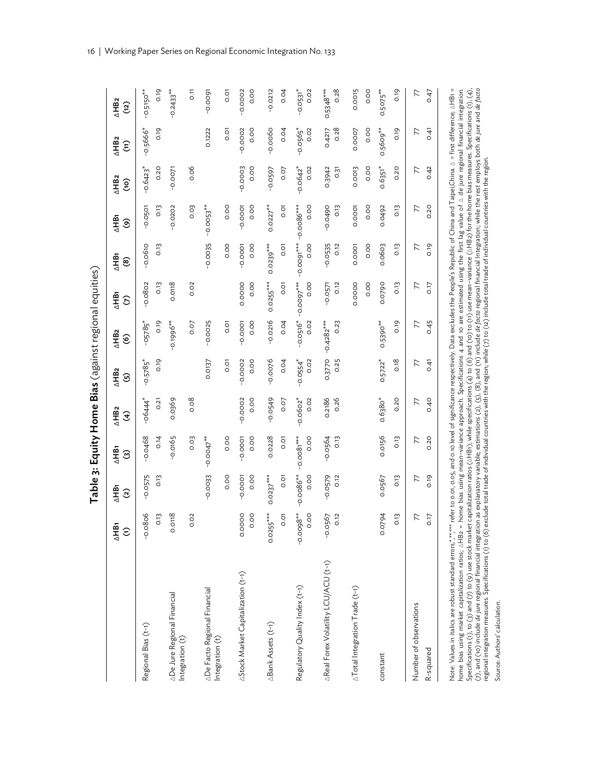**Table 3: Equity Home Bias** (against regional equities)

| | ΔHB1 (1) | ΔHB1 (2) | ΔHB1 (3) | ΔHB2 (4) | ΔHB2 (5) | ΔHB2 (6) | ΔHB1 (7) | ΔHB1 (8) | ΔHB1 (9) | ΔHB2 (10) | ΔHB2 (11) | ΔHB2 (12) |
|---|---|---|---|---|---|---|---|---|---|---|---|---|
| Regional Bias (t-1) | -0.0806 | -0.0575 | -0.0468 | -0.6444* | -0.5785* | -0.5785* | -0.0802 | -0.0610 | -0.0501 | -0.6423* | -0.5666* | -0.5150** |
| | 0.13 | 0.13 | 0.14 | 0.21 | 0.19 | 0.19 | 0.13 | 0.13 | 0.13 | 0.20 | 0.19 | 0.19 |
| ΔDe Jure Regional Financial Integration (t) | 0.0118 | | -0.0165 | 0.0369 | | -0.1996** | 0.0118 | | -0.0202 | -0.0071 | | -0.2433** |
| | 0.02 | | 0.03 | 0.08 | | 0.07 | 0.02 | | 0.03 | 0.06 | | 0.11 |
| ΔDe Facto Regional Financial Integration (t) | | -0.0033 | -0.0047** | | 0.0137 | -0.0025 | | -0.0035 | -0.0053** | | 0.1222 | -0.0091 |
| | | 0.00 | 0.00 | | 0.01 | 0.01 | | 0.00 | 0.00 | | 0.01 | 0.01 |
| ΔStock Market Capitalization (t-1) | 0.0000 | -0.0001 | -0.0001 | -0.0002 | -0.0002 | -0.0001 | 0.0000 | -0.0001 | -0.0001 | -0.0003 | -0.0002 | -0.0002 |
| | 0.00 | 0.00 | 0.00 | 0.00 | 0.00 | 0.00 | 0.00 | 0.00 | 0.00 | 0.00 | 0.00 | 0.00 |
| ΔBank Assets (t-1) | 0.0255*** | 0.0237*** | 0.0228 | -0.0549 | -0.0076 | -0.0216 | 0.0255*** | 0.0239*** | 0.0227** | -0.0597 | -0.0060 | -0.0212 |
| | 0.01 | 0.01 | 0.01 | 0.07 | 0.04 | 0.04 | 0.01 | 0.01 | 0.01 | 0.07 | 0.04 | 0.04 |
| Regulatory Quality Index (t-1) | -0.0098** | -0.0086** | -0.0081*** | -0.0602* | -0.0554* | -0.0516* | -0.0097*** | -0.0091*** | -0.0086*** | -0.0642* | -0.0565* | -0.0531* |
| | 0.00 | 0.00 | 0.00 | 0.02 | 0.02 | 0.02 | 0.00 | 0.00 | 0.00 | 0.02 | 0.02 | 0.02 |
| ΔReal Forex Volatility LCU/ACU (t-1) | -0.0567 | -0.0579 | -0.0564 | 0.2186 | 0.3770 | -0.4282*** | -0.0571 | -0.0535 | -0.0490 | 0.3942 | 0.4217 | 0.5348*** |
| | 0.12 | 0.12 | 0.13 | 0.26 | 0.25 | 0.23 | 0.12 | 0.12 | 0.13 | 0.31 | 0.28 | 0.28 |
| ΔTotal Integration Trade (t-1) | | | | | | | 0.0000 | 0.0001 | 0.0001 | 0.0013 | 0.0007 | 0.0015 |
| | | | | | | | 0.00 | 0.00 | 0.00 | 0.00 | 0.00 | 0.00 |
| constant | 0.0794 | 0.0567 | 0.0156 | 0.6380* | 0.5722* | 0.5390** | 0.0790 | 0.0603 | 0.0492 | 0.6351* | 0.5609** | 0.5075** |
| | 0.13 | 0.13 | 0.13 | 0.20 | 0.18 | 0.19 | 0.13 | 0.13 | 0.13 | 0.20 | 0.19 | 0.19 |
| Number of observations | 77 | 77 | 77 | 77 | 77 | 77 | 77 | 77 | 77 | 77 | 77 | 77 |
| R-squared | 0.17 | 0.19 | 0.20 | 0.40 | 0.41 | 0.45 | 0.17 | 0.19 | 0.20 | 0.42 | 0.41 | 0.47 |

Note: Values in italics are robust standard errors, *,**,*** refer to 0.01, 0.05, and 0.10 level of significance respectively. Data excludes the People's Republic of China and Taipei,China. Δ = first difference; ΔHB1 = home bias using market capitalization ratios; ΔHB2 = home bias using mean-variance approach. Specifications 4 and 10 are estimated using the first lag value of Δ de jure regional financial integration. Specifications (1), to (3) and (7) to (9) use stock market capitalization ratios (ΔHB1); while specifications (4) to (6) and (10) to (11) use mean-variance (ΔHB2) for the home bias measures. Specifications (1), (4), (7), and (10) include *de jure* regional financial integration as explanatory variable; estimations (2), (5), (8), and (11) include *de facto* regional financial Integration; while the rest employs both *de jure* and *de facto* regional integration measures. Specifications (1) to (6) exclude total trade of individual countries with the region; while (7) to (12) include total trade of individual countries with the region.

Source: Authors' calculation.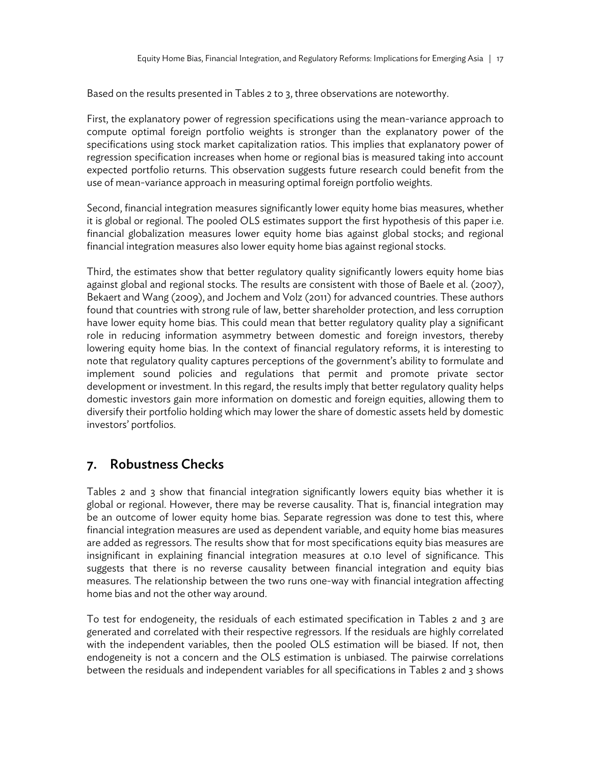Based on the results presented in Tables 2 to 3, three observations are noteworthy.

First, the explanatory power of regression specifications using the mean-variance approach to compute optimal foreign portfolio weights is stronger than the explanatory power of the specifications using stock market capitalization ratios. This implies that explanatory power of regression specification increases when home or regional bias is measured taking into account expected portfolio returns. This observation suggests future research could benefit from the use of mean-variance approach in measuring optimal foreign portfolio weights.

Second, financial integration measures significantly lower equity home bias measures, whether it is global or regional. The pooled OLS estimates support the first hypothesis of this paper i.e. financial globalization measures lower equity home bias against global stocks; and regional financial integration measures also lower equity home bias against regional stocks.

Third, the estimates show that better regulatory quality significantly lowers equity home bias against global and regional stocks. The results are consistent with those of Baele et al. (2007), Bekaert and Wang (2009), and Jochem and Volz (2011) for advanced countries. These authors found that countries with strong rule of law, better shareholder protection, and less corruption have lower equity home bias. This could mean that better regulatory quality play a significant role in reducing information asymmetry between domestic and foreign investors, thereby lowering equity home bias. In the context of financial regulatory reforms, it is interesting to note that regulatory quality captures perceptions of the government's ability to formulate and implement sound policies and regulations that permit and promote private sector development or investment. In this regard, the results imply that better regulatory quality helps domestic investors gain more information on domestic and foreign equities, allowing them to diversify their portfolio holding which may lower the share of domestic assets held by domestic investors' portfolios.

## 7. Robustness Checks

Tables 2 and 3 show that financial integration significantly lowers equity bias whether it is global or regional. However, there may be reverse causality. That is, financial integration may be an outcome of lower equity home bias. Separate regression was done to test this, where financial integration measures are used as dependent variable, and equity home bias measures are added as regressors. The results show that for most specifications equity bias measures are insignificant in explaining financial integration measures at 0.10 level of significance. This suggests that there is no reverse causality between financial integration and equity bias measures. The relationship between the two runs one-way with financial integration affecting home bias and not the other way around.

To test for endogeneity, the residuals of each estimated specification in Tables 2 and 3 are generated and correlated with their respective regressors. If the residuals are highly correlated with the independent variables, then the pooled OLS estimation will be biased. If not, then endogeneity is not a concern and the OLS estimation is unbiased. The pairwise correlations between the residuals and independent variables for all specifications in Tables 2 and 3 shows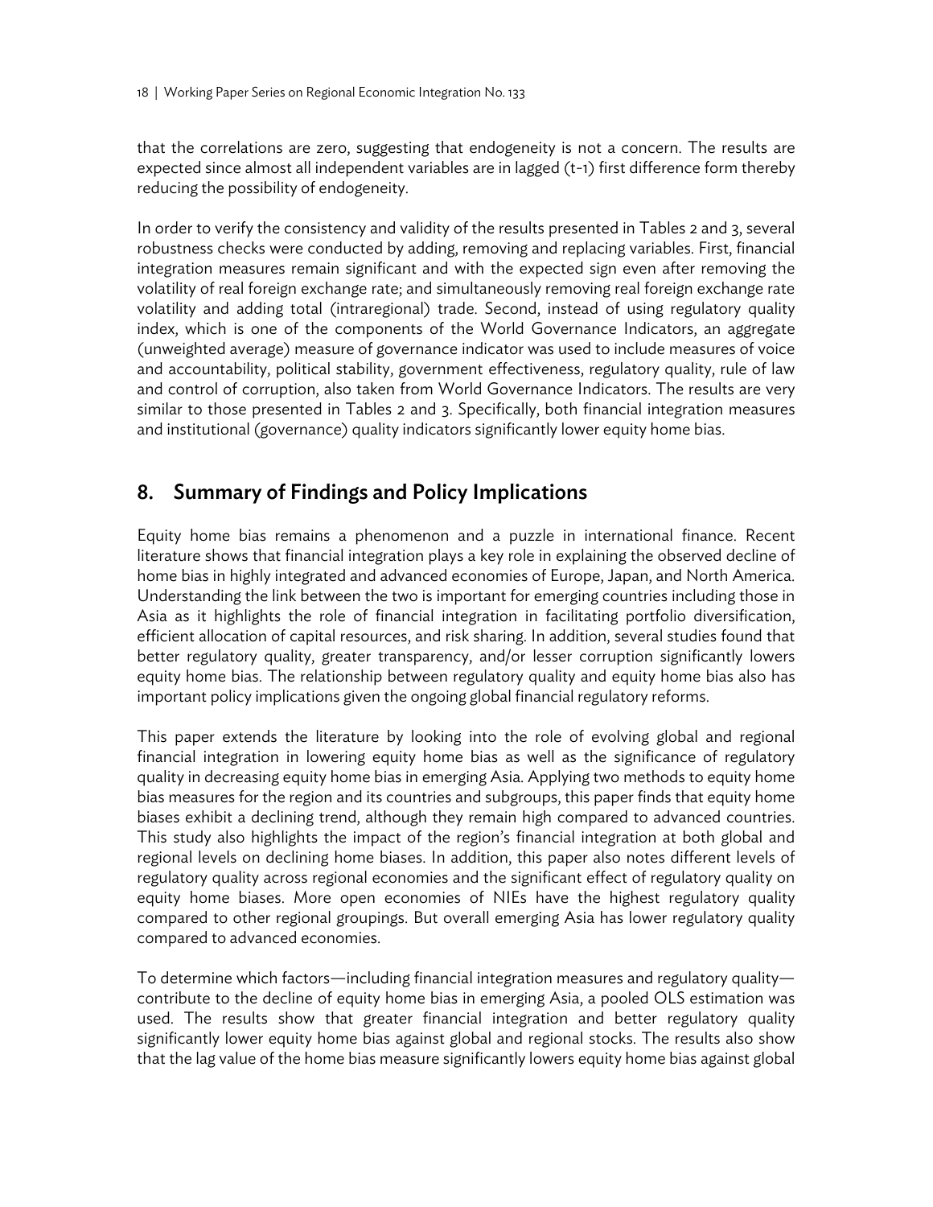that the correlations are zero, suggesting that endogeneity is not a concern. The results are expected since almost all independent variables are in lagged (t-1) first difference form thereby reducing the possibility of endogeneity.

In order to verify the consistency and validity of the results presented in Tables 2 and 3, several robustness checks were conducted by adding, removing and replacing variables. First, financial integration measures remain significant and with the expected sign even after removing the volatility of real foreign exchange rate; and simultaneously removing real foreign exchange rate volatility and adding total (intraregional) trade. Second, instead of using regulatory quality index, which is one of the components of the World Governance Indicators, an aggregate (unweighted average) measure of governance indicator was used to include measures of voice and accountability, political stability, government effectiveness, regulatory quality, rule of law and control of corruption, also taken from World Governance Indicators. The results are very similar to those presented in Tables 2 and 3. Specifically, both financial integration measures and institutional (governance) quality indicators significantly lower equity home bias.

## 8. Summary of Findings and Policy Implications

Equity home bias remains a phenomenon and a puzzle in international finance. Recent literature shows that financial integration plays a key role in explaining the observed decline of home bias in highly integrated and advanced economies of Europe, Japan, and North America. Understanding the link between the two is important for emerging countries including those in Asia as it highlights the role of financial integration in facilitating portfolio diversification, efficient allocation of capital resources, and risk sharing. In addition, several studies found that better regulatory quality, greater transparency, and/or lesser corruption significantly lowers equity home bias. The relationship between regulatory quality and equity home bias also has important policy implications given the ongoing global financial regulatory reforms.

This paper extends the literature by looking into the role of evolving global and regional financial integration in lowering equity home bias as well as the significance of regulatory quality in decreasing equity home bias in emerging Asia. Applying two methods to equity home bias measures for the region and its countries and subgroups, this paper finds that equity home biases exhibit a declining trend, although they remain high compared to advanced countries. This study also highlights the impact of the region's financial integration at both global and regional levels on declining home biases. In addition, this paper also notes different levels of regulatory quality across regional economies and the significant effect of regulatory quality on equity home biases. More open economies of NIEs have the highest regulatory quality compared to other regional groupings. But overall emerging Asia has lower regulatory quality compared to advanced economies.

To determine which factors—including financial integration measures and regulatory quality—contribute to the decline of equity home bias in emerging Asia, a pooled OLS estimation was used. The results show that greater financial integration and better regulatory quality significantly lower equity home bias against global and regional stocks. The results also show that the lag value of the home bias measure significantly lowers equity home bias against global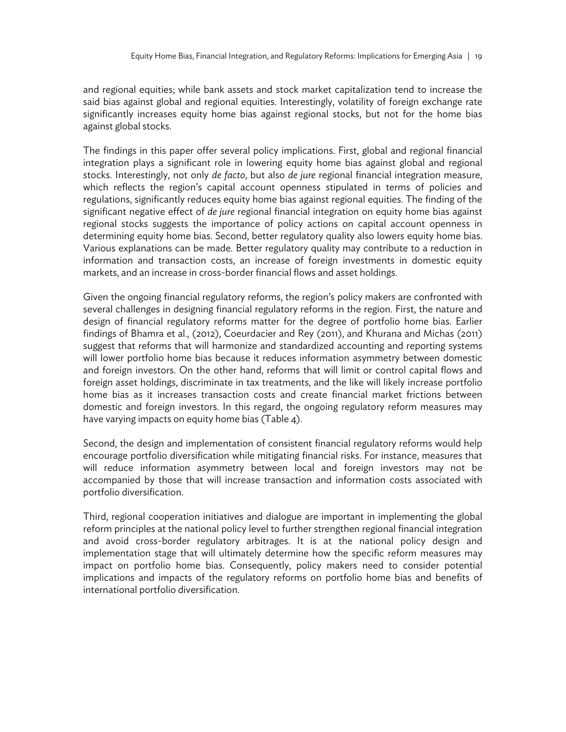and regional equities; while bank assets and stock market capitalization tend to increase the said bias against global and regional equities. Interestingly, volatility of foreign exchange rate significantly increases equity home bias against regional stocks, but not for the home bias against global stocks.

The findings in this paper offer several policy implications. First, global and regional financial integration plays a significant role in lowering equity home bias against global and regional stocks. Interestingly, not only *de facto*, but also *de jure* regional financial integration measure, which reflects the region's capital account openness stipulated in terms of policies and regulations, significantly reduces equity home bias against regional equities. The finding of the significant negative effect of *de jure* regional financial integration on equity home bias against regional stocks suggests the importance of policy actions on capital account openness in determining equity home bias. Second, better regulatory quality also lowers equity home bias. Various explanations can be made. Better regulatory quality may contribute to a reduction in information and transaction costs, an increase of foreign investments in domestic equity markets, and an increase in cross-border financial flows and asset holdings.

Given the ongoing financial regulatory reforms, the region's policy makers are confronted with several challenges in designing financial regulatory reforms in the region. First, the nature and design of financial regulatory reforms matter for the degree of portfolio home bias. Earlier findings of Bhamra et al., (2012), Coeurdacier and Rey (2011), and Khurana and Michas (2011) suggest that reforms that will harmonize and standardized accounting and reporting systems will lower portfolio home bias because it reduces information asymmetry between domestic and foreign investors. On the other hand, reforms that will limit or control capital flows and foreign asset holdings, discriminate in tax treatments, and the like will likely increase portfolio home bias as it increases transaction costs and create financial market frictions between domestic and foreign investors. In this regard, the ongoing regulatory reform measures may have varying impacts on equity home bias (Table 4).

Second, the design and implementation of consistent financial regulatory reforms would help encourage portfolio diversification while mitigating financial risks. For instance, measures that will reduce information asymmetry between local and foreign investors may not be accompanied by those that will increase transaction and information costs associated with portfolio diversification.

Third, regional cooperation initiatives and dialogue are important in implementing the global reform principles at the national policy level to further strengthen regional financial integration and avoid cross-border regulatory arbitrages. It is at the national policy design and implementation stage that will ultimately determine how the specific reform measures may impact on portfolio home bias. Consequently, policy makers need to consider potential implications and impacts of the regulatory reforms on portfolio home bias and benefits of international portfolio diversification.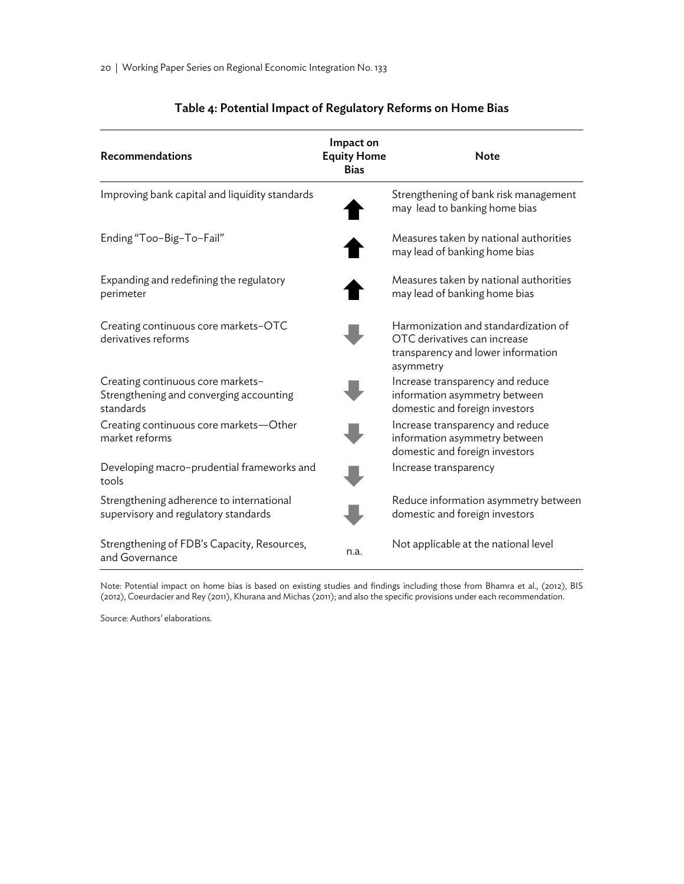### Table 4: Potential Impact of Regulatory Reforms on Home Bias

| Recommendations | Impact on Equity Home Bias | Note |
|---|---|---|
| Improving bank capital and liquidity standards | ↑ | Strengthening of bank risk management may lead to banking home bias |
| Ending "Too–Big–To–Fail" | ↑ | Measures taken by national authorities may lead of banking home bias |
| Expanding and redefining the regulatory perimeter | ↑ | Measures taken by national authorities may lead of banking home bias |
| Creating continuous core markets–OTC derivatives reforms | ↓ | Harmonization and standardization of OTC derivatives can increase transparency and lower information asymmetry |
| Creating continuous core markets–Strengthening and converging accounting standards | ↓ | Increase transparency and reduce information asymmetry between domestic and foreign investors |
| Creating continuous core markets—Other market reforms | ↓ | Increase transparency and reduce information asymmetry between domestic and foreign investors |
| Developing macro–prudential frameworks and tools | ↓ | Increase transparency |
| Strengthening adherence to international supervisory and regulatory standards | ↓ | Reduce information asymmetry between domestic and foreign investors |
| Strengthening of FDB's Capacity, Resources, and Governance | n.a. | Not applicable at the national level |

Note: Potential impact on home bias is based on existing studies and findings including those from Bhamra et al., (2012), BIS (2012), Coeurdacier and Rey (2011), Khurana and Michas (2011); and also the specific provisions under each recommendation.

Source: Authors' elaborations.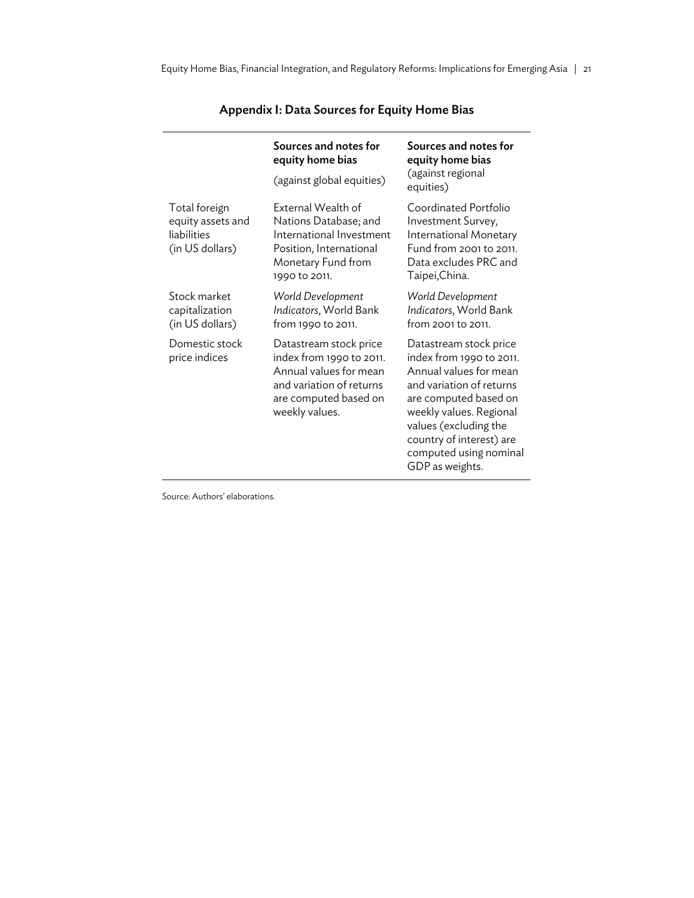## Appendix I: Data Sources for Equity Home Bias

| | **Sources and notes for equity home bias** (against global equities) | **Sources and notes for equity home bias** (against regional equities) |
|---|---|---|
| Total foreign equity assets and liabilities (in US dollars) | External Wealth of Nations Database; and International Investment Position, International Monetary Fund from 1990 to 2011. | Coordinated Portfolio Investment Survey, International Monetary Fund from 2001 to 2011. Data excludes PRC and Taipei,China. |
| Stock market capitalization (in US dollars) | *World Development Indicators*, World Bank from 1990 to 2011. | *World Development Indicators*, World Bank from 2001 to 2011. |
| Domestic stock price indices | Datastream stock price index from 1990 to 2011. Annual values for mean and variation of returns are computed based on weekly values. | Datastream stock price index from 1990 to 2011. Annual values for mean and variation of returns are computed based on weekly values. Regional values (excluding the country of interest) are computed using nominal GDP as weights. |

Source: Authors' elaborations.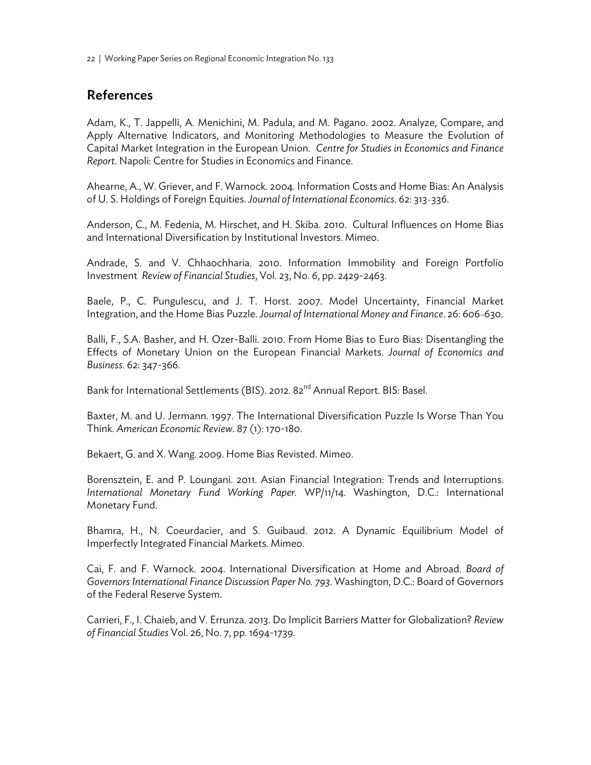## References

Adam, K., T. Jappelli, A. Menichini, M. Padula, and M. Pagano. 2002. Analyze, Compare, and Apply Alternative Indicators, and Monitoring Methodologies to Measure the Evolution of Capital Market Integration in the European Union. *Centre for Studies in Economics and Finance Report*. Napoli: Centre for Studies in Economics and Finance.

Ahearne, A., W. Griever, and F. Warnock. 2004. Information Costs and Home Bias: An Analysis of U. S. Holdings of Foreign Equities. *Journal of International Economics*. 62: 313-336.

Anderson, C., M. Fedenia, M. Hirschet, and H. Skiba. 2010. Cultural Influences on Home Bias and International Diversification by Institutional Investors. Mimeo.

Andrade, S. and V. Chhaochharia. 2010. Information Immobility and Foreign Portfolio Investment *Review of Financial Studies*, Vol. 23, No. 6, pp. 2429-2463.

Baele, P., C. Pungulescu, and J. T. Horst. 2007. Model Uncertainty, Financial Market Integration, and the Home Bias Puzzle. *Journal of International Money and Finance*. 26: 606-630.

Balli, F., S.A. Basher, and H. Ozer-Balli. 2010. From Home Bias to Euro Bias: Disentangling the Effects of Monetary Union on the European Financial Markets. *Journal of Economics and Business*. 62: 347-366.

Bank for International Settlements (BIS). 2012. 82nd Annual Report. BIS: Basel.

Baxter, M. and U. Jermann. 1997. The International Diversification Puzzle Is Worse Than You Think. *American Economic Review*. 87 (1): 170-180.

Bekaert, G. and X. Wang. 2009. Home Bias Revisted. Mimeo.

Borensztein, E. and P. Loungani. 2011. Asian Financial Integration: Trends and Interruptions. *International Monetary Fund Working Paper*. WP/11/14. Washington, D.C.: International Monetary Fund.

Bhamra, H., N. Coeurdacier, and S. Guibaud. 2012. A Dynamic Equilibrium Model of Imperfectly Integrated Financial Markets. Mimeo.

Cai, F. and F. Warnock. 2004. International Diversification at Home and Abroad. *Board of Governors International Finance Discussion Paper No. 793*. Washington, D.C.: Board of Governors of the Federal Reserve System.

Carrieri, F., I. Chaieb, and V. Errunza. 2013. Do Implicit Barriers Matter for Globalization? *Review of Financial Studies* Vol. 26, No. 7, pp. 1694-1739.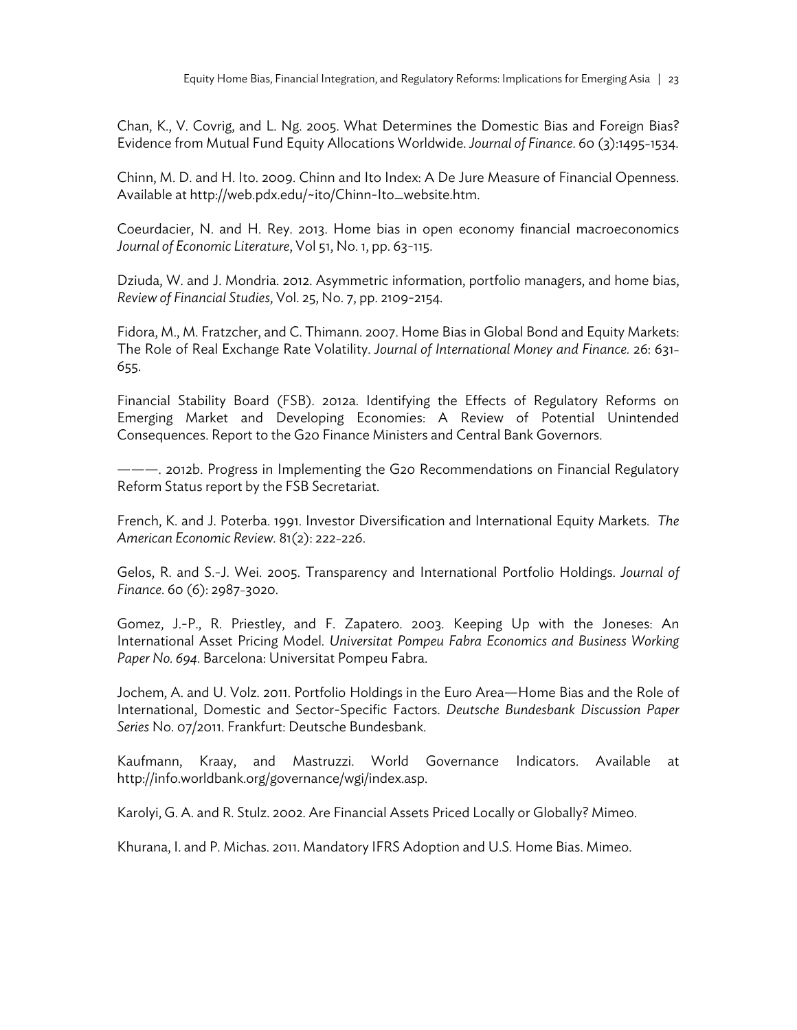Chan, K., V. Covrig, and L. Ng. 2005. What Determines the Domestic Bias and Foreign Bias? Evidence from Mutual Fund Equity Allocations Worldwide. *Journal of Finance*. 60 (3):1495-1534.

Chinn, M. D. and H. Ito. 2009. Chinn and Ito Index: A De Jure Measure of Financial Openness. Available at http://web.pdx.edu/~ito/Chinn-Ito_website.htm.

Coeurdacier, N. and H. Rey. 2013. Home bias in open economy financial macroeconomics *Journal of Economic Literature*, Vol 51, No. 1, pp. 63-115.

Dziuda, W. and J. Mondria. 2012. Asymmetric information, portfolio managers, and home bias, *Review of Financial Studies*, Vol. 25, No. 7, pp. 2109-2154.

Fidora, M., M. Fratzcher, and C. Thimann. 2007. Home Bias in Global Bond and Equity Markets: The Role of Real Exchange Rate Volatility. *Journal of International Money and Finance*. 26: 631-655.

Financial Stability Board (FSB). 2012a. Identifying the Effects of Regulatory Reforms on Emerging Market and Developing Economies: A Review of Potential Unintended Consequences. Report to the G20 Finance Ministers and Central Bank Governors.

———. 2012b. Progress in Implementing the G20 Recommendations on Financial Regulatory Reform Status report by the FSB Secretariat.

French, K. and J. Poterba. 1991. Investor Diversification and International Equity Markets. *The American Economic Review*. 81(2): 222-226.

Gelos, R. and S.-J. Wei. 2005. Transparency and International Portfolio Holdings. *Journal of Finance*. 60 (6): 2987-3020.

Gomez, J.-P., R. Priestley, and F. Zapatero. 2003. Keeping Up with the Joneses: An International Asset Pricing Model. *Universitat Pompeu Fabra Economics and Business Working Paper No. 694*. Barcelona: Universitat Pompeu Fabra.

Jochem, A. and U. Volz. 2011. Portfolio Holdings in the Euro Area—Home Bias and the Role of International, Domestic and Sector-Specific Factors. *Deutsche Bundesbank Discussion Paper Series* No. 07/2011. Frankfurt: Deutsche Bundesbank.

Kaufmann, Kraay, and Mastruzzi. World Governance Indicators. Available at http://info.worldbank.org/governance/wgi/index.asp.

Karolyi, G. A. and R. Stulz. 2002. Are Financial Assets Priced Locally or Globally? Mimeo.

Khurana, I. and P. Michas. 2011. Mandatory IFRS Adoption and U.S. Home Bias. Mimeo.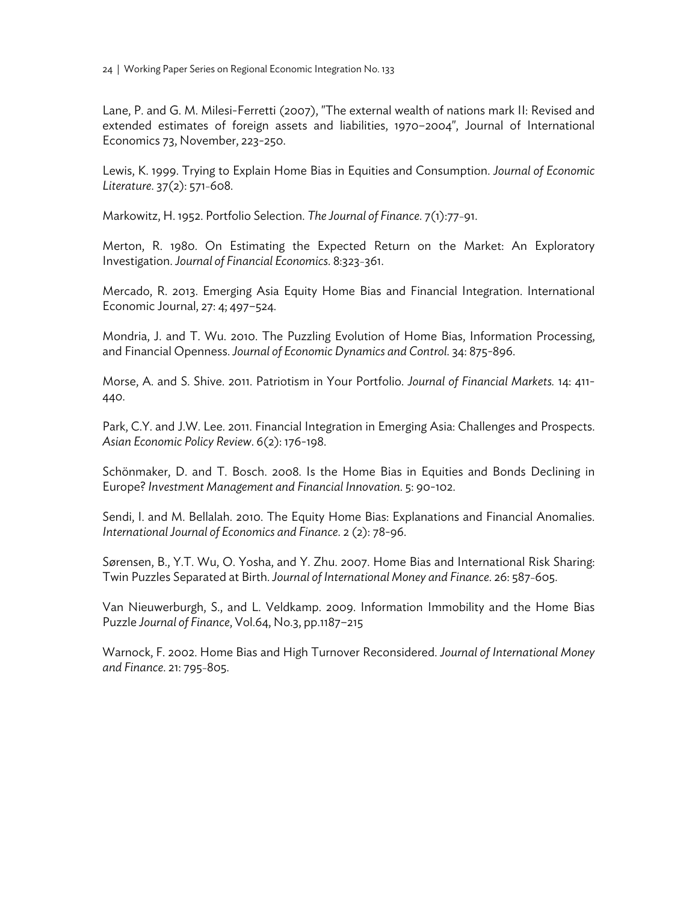Lane, P. and G. M. Milesi-Ferretti (2007), "The external wealth of nations mark II: Revised and extended estimates of foreign assets and liabilities, 1970–2004", Journal of International Economics 73, November, 223-250.

Lewis, K. 1999. Trying to Explain Home Bias in Equities and Consumption. *Journal of Economic Literature*. 37(2): 571-608.

Markowitz, H. 1952. Portfolio Selection. *The Journal of Finance*. 7(1):77-91.

Merton, R. 1980. On Estimating the Expected Return on the Market: An Exploratory Investigation. *Journal of Financial Economics*. 8:323-361.

Mercado, R. 2013. Emerging Asia Equity Home Bias and Financial Integration. International Economic Journal, 27: 4; 497–524.

Mondria, J. and T. Wu. 2010. The Puzzling Evolution of Home Bias, Information Processing, and Financial Openness. *Journal of Economic Dynamics and Control*. 34: 875-896.

Morse, A. and S. Shive. 2011. Patriotism in Your Portfolio. *Journal of Financial Markets.* 14: 411-440.

Park, C.Y. and J.W. Lee. 2011. Financial Integration in Emerging Asia: Challenges and Prospects. *Asian Economic Policy Review*. 6(2): 176-198.

Schönmaker, D. and T. Bosch. 2008. Is the Home Bias in Equities and Bonds Declining in Europe? *Investment Management and Financial Innovation*. 5: 90-102.

Sendi, I. and M. Bellalah. 2010. The Equity Home Bias: Explanations and Financial Anomalies. *International Journal of Economics and Finance*. 2 (2): 78-96.

Sørensen, B., Y.T. Wu, O. Yosha, and Y. Zhu. 2007. Home Bias and International Risk Sharing: Twin Puzzles Separated at Birth. *Journal of International Money and Finance*. 26: 587-605.

Van Nieuwerburgh, S., and L. Veldkamp. 2009. Information Immobility and the Home Bias Puzzle *Journal of Finance*, Vol.64, No.3, pp.1187–215

Warnock, F. 2002. Home Bias and High Turnover Reconsidered. *Journal of International Money and Finance*. 21: 795-805.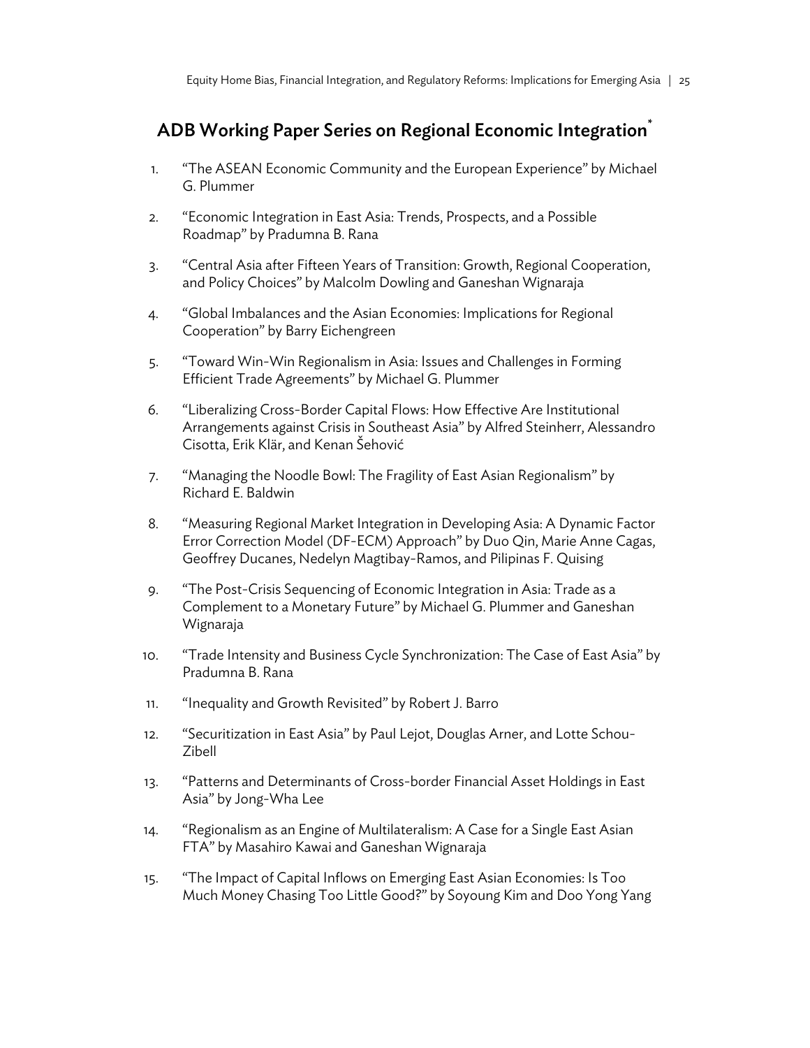## ADB Working Paper Series on Regional Economic Integration*

1. "The ASEAN Economic Community and the European Experience" by Michael G. Plummer
2. "Economic Integration in East Asia: Trends, Prospects, and a Possible Roadmap" by Pradumna B. Rana
3. "Central Asia after Fifteen Years of Transition: Growth, Regional Cooperation, and Policy Choices" by Malcolm Dowling and Ganeshan Wignaraja
4. "Global Imbalances and the Asian Economies: Implications for Regional Cooperation" by Barry Eichengreen
5. "Toward Win-Win Regionalism in Asia: Issues and Challenges in Forming Efficient Trade Agreements" by Michael G. Plummer
6. "Liberalizing Cross-Border Capital Flows: How Effective Are Institutional Arrangements against Crisis in Southeast Asia" by Alfred Steinherr, Alessandro Cisotta, Erik Klär, and Kenan Šehović
7. "Managing the Noodle Bowl: The Fragility of East Asian Regionalism" by Richard E. Baldwin
8. "Measuring Regional Market Integration in Developing Asia: A Dynamic Factor Error Correction Model (DF-ECM) Approach" by Duo Qin, Marie Anne Cagas, Geoffrey Ducanes, Nedelyn Magtibay-Ramos, and Pilipinas F. Quising
9. "The Post-Crisis Sequencing of Economic Integration in Asia: Trade as a Complement to a Monetary Future" by Michael G. Plummer and Ganeshan Wignaraja
10. "Trade Intensity and Business Cycle Synchronization: The Case of East Asia" by Pradumna B. Rana
11. "Inequality and Growth Revisited" by Robert J. Barro
12. "Securitization in East Asia" by Paul Lejot, Douglas Arner, and Lotte Schou-Zibell
13. "Patterns and Determinants of Cross-border Financial Asset Holdings in East Asia" by Jong-Wha Lee
14. "Regionalism as an Engine of Multilateralism: A Case for a Single East Asian FTA" by Masahiro Kawai and Ganeshan Wignaraja
15. "The Impact of Capital Inflows on Emerging East Asian Economies: Is Too Much Money Chasing Too Little Good?" by Soyoung Kim and Doo Yong Yang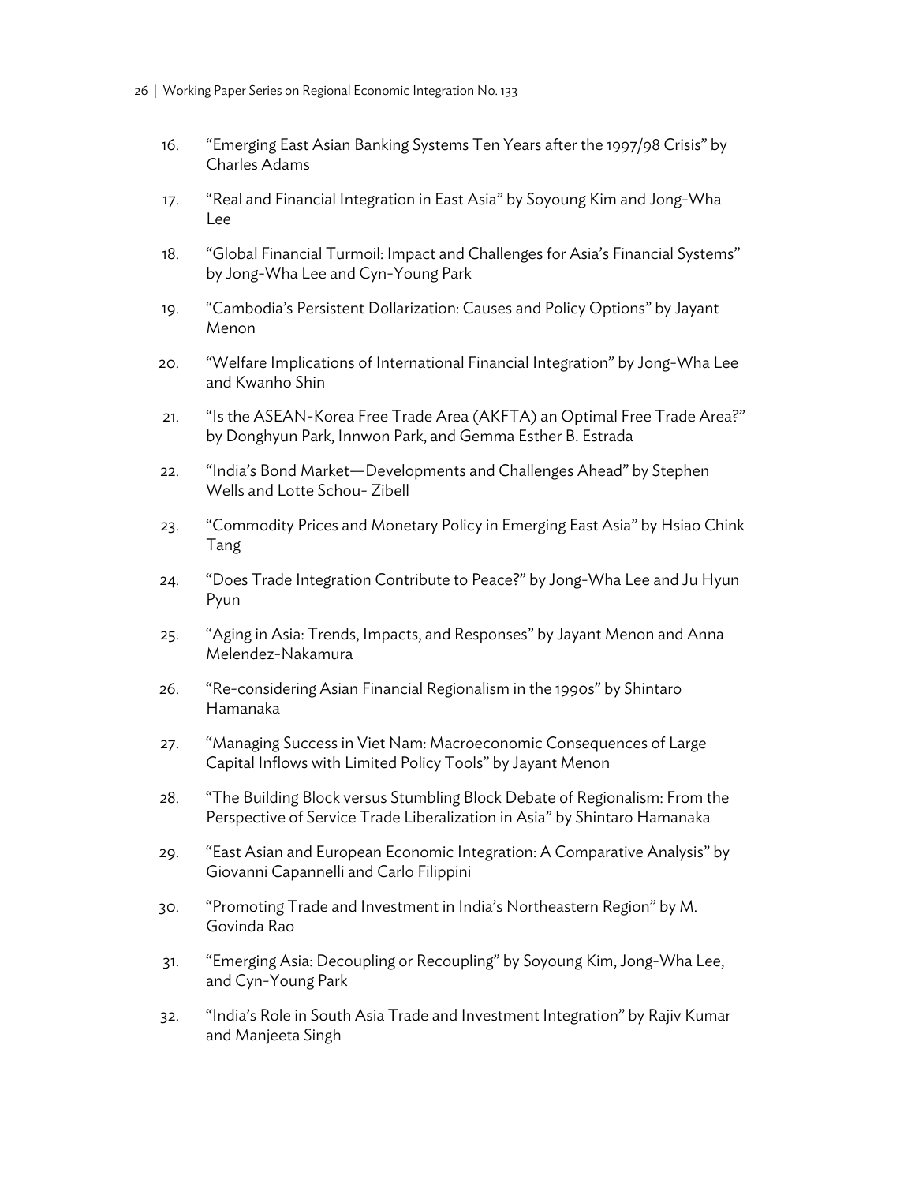16. "Emerging East Asian Banking Systems Ten Years after the 1997/98 Crisis" by Charles Adams

17. "Real and Financial Integration in East Asia" by Soyoung Kim and Jong-Wha Lee

18. "Global Financial Turmoil: Impact and Challenges for Asia's Financial Systems" by Jong-Wha Lee and Cyn-Young Park

19. "Cambodia's Persistent Dollarization: Causes and Policy Options" by Jayant Menon

20. "Welfare Implications of International Financial Integration" by Jong-Wha Lee and Kwanho Shin

21. "Is the ASEAN-Korea Free Trade Area (AKFTA) an Optimal Free Trade Area?" by Donghyun Park, Innwon Park, and Gemma Esther B. Estrada

22. "India's Bond Market—Developments and Challenges Ahead" by Stephen Wells and Lotte Schou- Zibell

23. "Commodity Prices and Monetary Policy in Emerging East Asia" by Hsiao Chink Tang

24. "Does Trade Integration Contribute to Peace?" by Jong-Wha Lee and Ju Hyun Pyun

25. "Aging in Asia: Trends, Impacts, and Responses" by Jayant Menon and Anna Melendez-Nakamura

26. "Re-considering Asian Financial Regionalism in the 1990s" by Shintaro Hamanaka

27. "Managing Success in Viet Nam: Macroeconomic Consequences of Large Capital Inflows with Limited Policy Tools" by Jayant Menon

28. "The Building Block versus Stumbling Block Debate of Regionalism: From the Perspective of Service Trade Liberalization in Asia" by Shintaro Hamanaka

29. "East Asian and European Economic Integration: A Comparative Analysis" by Giovanni Capannelli and Carlo Filippini

30. "Promoting Trade and Investment in India's Northeastern Region" by M. Govinda Rao

31. "Emerging Asia: Decoupling or Recoupling" by Soyoung Kim, Jong-Wha Lee, and Cyn-Young Park

32. "India's Role in South Asia Trade and Investment Integration" by Rajiv Kumar and Manjeeta Singh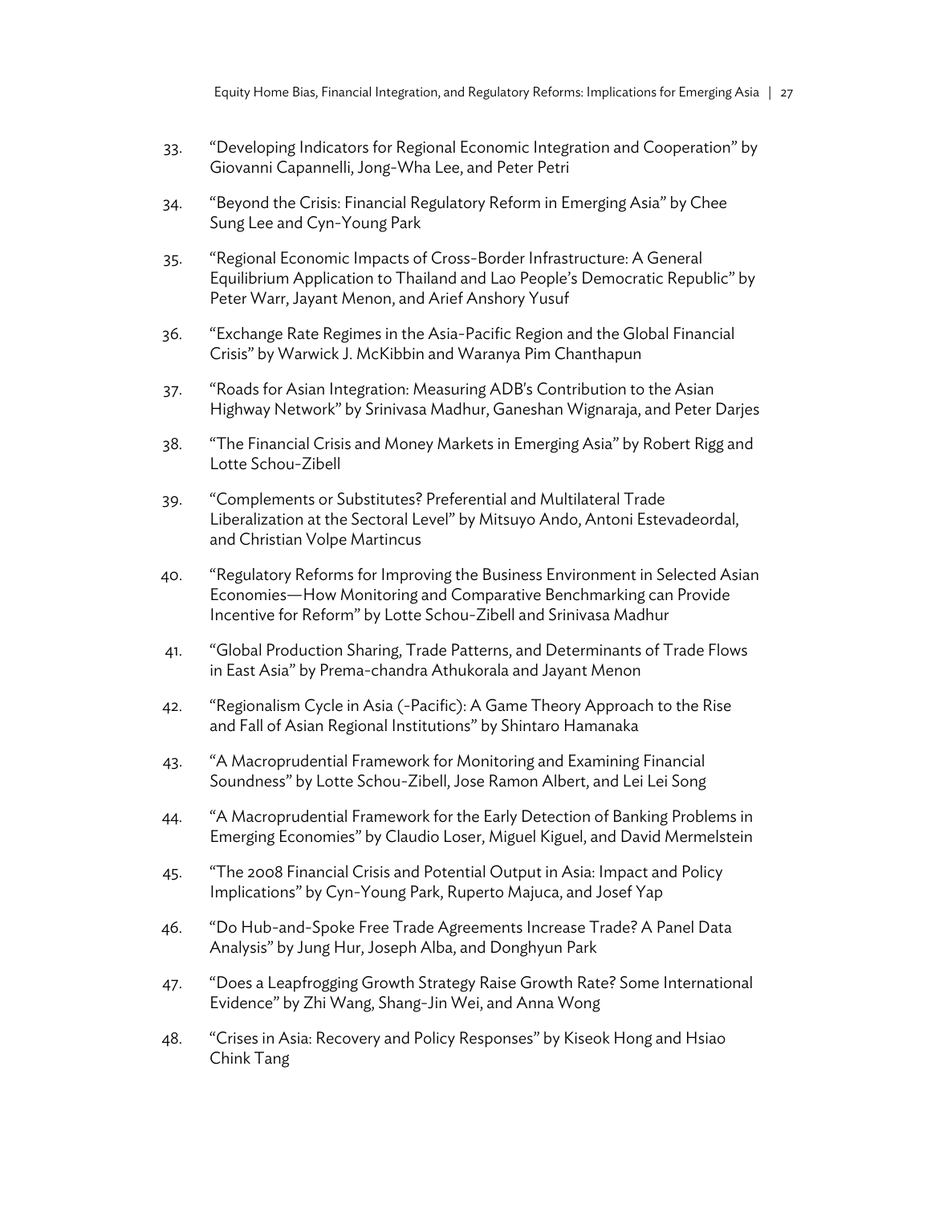33. "Developing Indicators for Regional Economic Integration and Cooperation" by Giovanni Capannelli, Jong-Wha Lee, and Peter Petri
34. "Beyond the Crisis: Financial Regulatory Reform in Emerging Asia" by Chee Sung Lee and Cyn-Young Park
35. "Regional Economic Impacts of Cross-Border Infrastructure: A General Equilibrium Application to Thailand and Lao People's Democratic Republic" by Peter Warr, Jayant Menon, and Arief Anshory Yusuf
36. "Exchange Rate Regimes in the Asia-Pacific Region and the Global Financial Crisis" by Warwick J. McKibbin and Waranya Pim Chanthapun
37. "Roads for Asian Integration: Measuring ADB's Contribution to the Asian Highway Network" by Srinivasa Madhur, Ganeshan Wignaraja, and Peter Darjes
38. "The Financial Crisis and Money Markets in Emerging Asia" by Robert Rigg and Lotte Schou-Zibell
39. "Complements or Substitutes? Preferential and Multilateral Trade Liberalization at the Sectoral Level" by Mitsuyo Ando, Antoni Estevadeordal, and Christian Volpe Martincus
40. "Regulatory Reforms for Improving the Business Environment in Selected Asian Economies—How Monitoring and Comparative Benchmarking can Provide Incentive for Reform" by Lotte Schou-Zibell and Srinivasa Madhur
41. "Global Production Sharing, Trade Patterns, and Determinants of Trade Flows in East Asia" by Prema-chandra Athukorala and Jayant Menon
42. "Regionalism Cycle in Asia (-Pacific): A Game Theory Approach to the Rise and Fall of Asian Regional Institutions" by Shintaro Hamanaka
43. "A Macroprudential Framework for Monitoring and Examining Financial Soundness" by Lotte Schou-Zibell, Jose Ramon Albert, and Lei Lei Song
44. "A Macroprudential Framework for the Early Detection of Banking Problems in Emerging Economies" by Claudio Loser, Miguel Kiguel, and David Mermelstein
45. "The 2008 Financial Crisis and Potential Output in Asia: Impact and Policy Implications" by Cyn-Young Park, Ruperto Majuca, and Josef Yap
46. "Do Hub-and-Spoke Free Trade Agreements Increase Trade? A Panel Data Analysis" by Jung Hur, Joseph Alba, and Donghyun Park
47. "Does a Leapfrogging Growth Strategy Raise Growth Rate? Some International Evidence" by Zhi Wang, Shang-Jin Wei, and Anna Wong
48. "Crises in Asia: Recovery and Policy Responses" by Kiseok Hong and Hsiao Chink Tang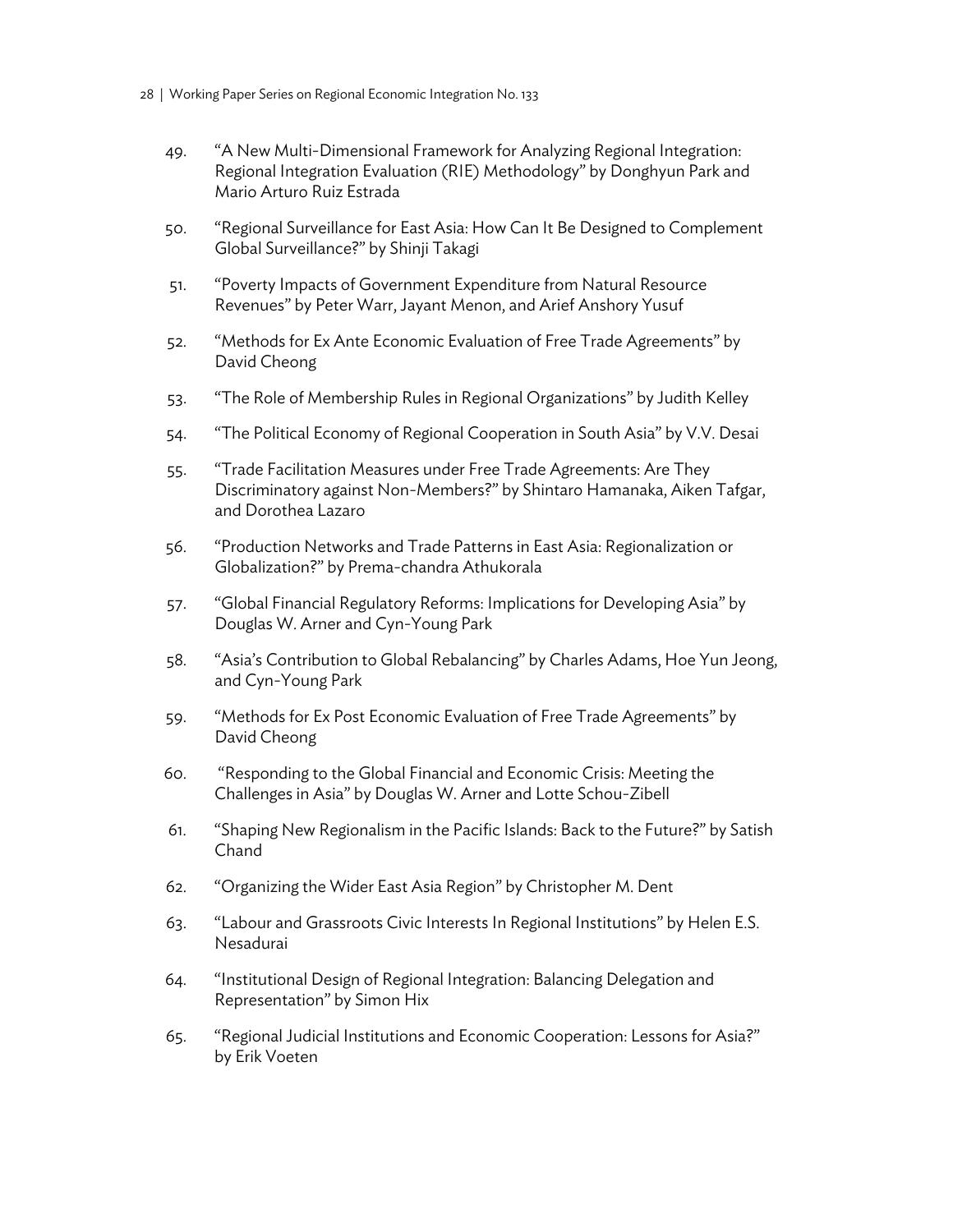49. "A New Multi-Dimensional Framework for Analyzing Regional Integration: Regional Integration Evaluation (RIE) Methodology" by Donghyun Park and Mario Arturo Ruiz Estrada
50. "Regional Surveillance for East Asia: How Can It Be Designed to Complement Global Surveillance?" by Shinji Takagi
51. "Poverty Impacts of Government Expenditure from Natural Resource Revenues" by Peter Warr, Jayant Menon, and Arief Anshory Yusuf
52. "Methods for Ex Ante Economic Evaluation of Free Trade Agreements" by David Cheong
53. "The Role of Membership Rules in Regional Organizations" by Judith Kelley
54. "The Political Economy of Regional Cooperation in South Asia" by V.V. Desai
55. "Trade Facilitation Measures under Free Trade Agreements: Are They Discriminatory against Non-Members?" by Shintaro Hamanaka, Aiken Tafgar, and Dorothea Lazaro
56. "Production Networks and Trade Patterns in East Asia: Regionalization or Globalization?" by Prema-chandra Athukorala
57. "Global Financial Regulatory Reforms: Implications for Developing Asia" by Douglas W. Arner and Cyn-Young Park
58. "Asia's Contribution to Global Rebalancing" by Charles Adams, Hoe Yun Jeong, and Cyn-Young Park
59. "Methods for Ex Post Economic Evaluation of Free Trade Agreements" by David Cheong
60. "Responding to the Global Financial and Economic Crisis: Meeting the Challenges in Asia" by Douglas W. Arner and Lotte Schou-Zibell
61. "Shaping New Regionalism in the Pacific Islands: Back to the Future?" by Satish Chand
62. "Organizing the Wider East Asia Region" by Christopher M. Dent
63. "Labour and Grassroots Civic Interests In Regional Institutions" by Helen E.S. Nesadurai
64. "Institutional Design of Regional Integration: Balancing Delegation and Representation" by Simon Hix
65. "Regional Judicial Institutions and Economic Cooperation: Lessons for Asia?" by Erik Voeten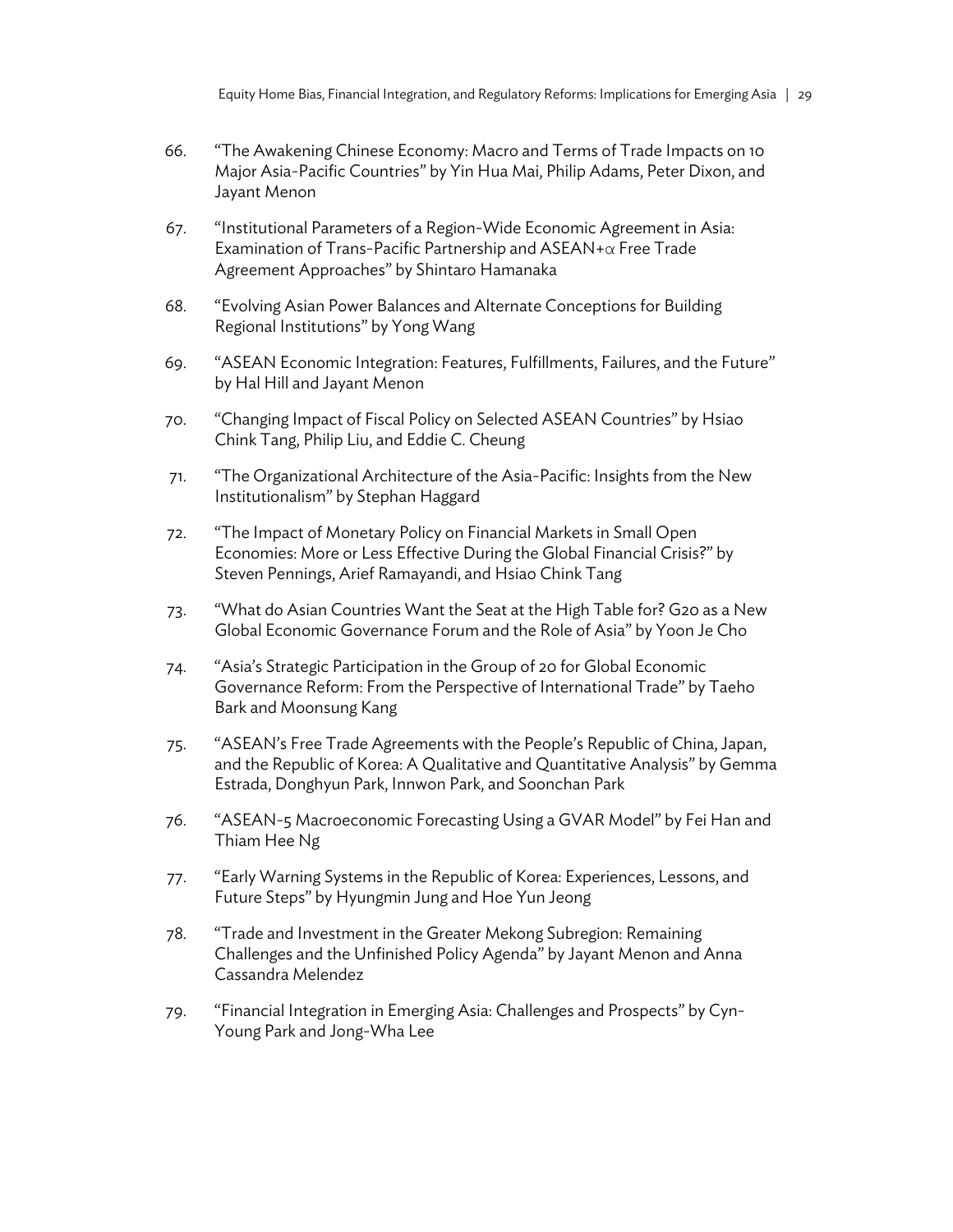66. "The Awakening Chinese Economy: Macro and Terms of Trade Impacts on 10 Major Asia-Pacific Countries" by Yin Hua Mai, Philip Adams, Peter Dixon, and Jayant Menon

67. "Institutional Parameters of a Region-Wide Economic Agreement in Asia: Examination of Trans-Pacific Partnership and ASEAN+$\alpha$ Free Trade Agreement Approaches" by Shintaro Hamanaka

68. "Evolving Asian Power Balances and Alternate Conceptions for Building Regional Institutions" by Yong Wang

69. "ASEAN Economic Integration: Features, Fulfillments, Failures, and the Future" by Hal Hill and Jayant Menon

70. "Changing Impact of Fiscal Policy on Selected ASEAN Countries" by Hsiao Chink Tang, Philip Liu, and Eddie C. Cheung

71. "The Organizational Architecture of the Asia-Pacific: Insights from the New Institutionalism" by Stephan Haggard

72. "The Impact of Monetary Policy on Financial Markets in Small Open Economies: More or Less Effective During the Global Financial Crisis?" by Steven Pennings, Arief Ramayandi, and Hsiao Chink Tang

73. "What do Asian Countries Want the Seat at the High Table for? G20 as a New Global Economic Governance Forum and the Role of Asia" by Yoon Je Cho

74. "Asia's Strategic Participation in the Group of 20 for Global Economic Governance Reform: From the Perspective of International Trade" by Taeho Bark and Moonsung Kang

75. "ASEAN's Free Trade Agreements with the People's Republic of China, Japan, and the Republic of Korea: A Qualitative and Quantitative Analysis" by Gemma Estrada, Donghyun Park, Innwon Park, and Soonchan Park

76. "ASEAN-5 Macroeconomic Forecasting Using a GVAR Model" by Fei Han and Thiam Hee Ng

77. "Early Warning Systems in the Republic of Korea: Experiences, Lessons, and Future Steps" by Hyungmin Jung and Hoe Yun Jeong

78. "Trade and Investment in the Greater Mekong Subregion: Remaining Challenges and the Unfinished Policy Agenda" by Jayant Menon and Anna Cassandra Melendez

79. "Financial Integration in Emerging Asia: Challenges and Prospects" by Cyn-Young Park and Jong-Wha Lee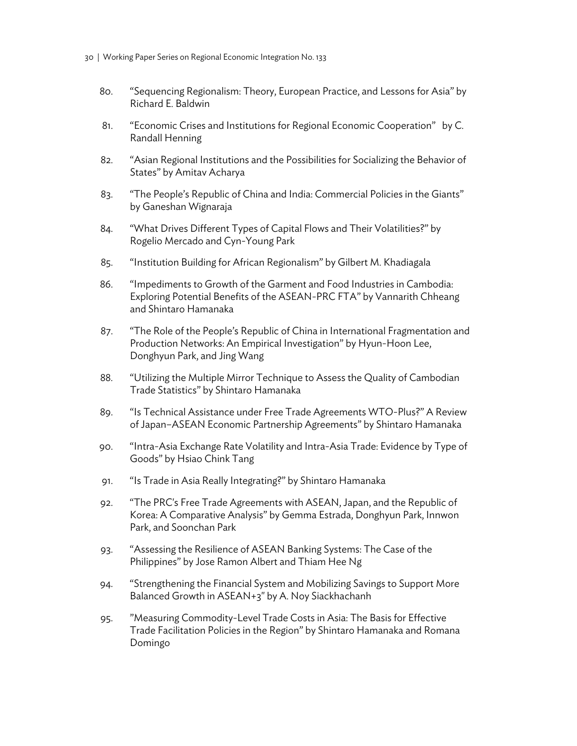80. “Sequencing Regionalism: Theory, European Practice, and Lessons for Asia” by Richard E. Baldwin
81. “Economic Crises and Institutions for Regional Economic Cooperation” by C. Randall Henning
82. “Asian Regional Institutions and the Possibilities for Socializing the Behavior of States” by Amitav Acharya
83. “The People’s Republic of China and India: Commercial Policies in the Giants” by Ganeshan Wignaraja
84. “What Drives Different Types of Capital Flows and Their Volatilities?” by Rogelio Mercado and Cyn-Young Park
85. “Institution Building for African Regionalism” by Gilbert M. Khadiagala
86. “Impediments to Growth of the Garment and Food Industries in Cambodia: Exploring Potential Benefits of the ASEAN-PRC FTA” by Vannarith Chheang and Shintaro Hamanaka
87. “The Role of the People’s Republic of China in International Fragmentation and Production Networks: An Empirical Investigation” by Hyun-Hoon Lee, Donghyun Park, and Jing Wang
88. “Utilizing the Multiple Mirror Technique to Assess the Quality of Cambodian Trade Statistics” by Shintaro Hamanaka
89. “Is Technical Assistance under Free Trade Agreements WTO-Plus?” A Review of Japan–ASEAN Economic Partnership Agreements” by Shintaro Hamanaka
90. “Intra-Asia Exchange Rate Volatility and Intra-Asia Trade: Evidence by Type of Goods” by Hsiao Chink Tang
91. “Is Trade in Asia Really Integrating?” by Shintaro Hamanaka
92. “The PRC’s Free Trade Agreements with ASEAN, Japan, and the Republic of Korea: A Comparative Analysis” by Gemma Estrada, Donghyun Park, Innwon Park, and Soonchan Park
93. “Assessing the Resilience of ASEAN Banking Systems: The Case of the Philippines” by Jose Ramon Albert and Thiam Hee Ng
94. “Strengthening the Financial System and Mobilizing Savings to Support More Balanced Growth in ASEAN+3" by A. Noy Siackhachanh
95. ”Measuring Commodity-Level Trade Costs in Asia: The Basis for Effective Trade Facilitation Policies in the Region” by Shintaro Hamanaka and Romana Domingo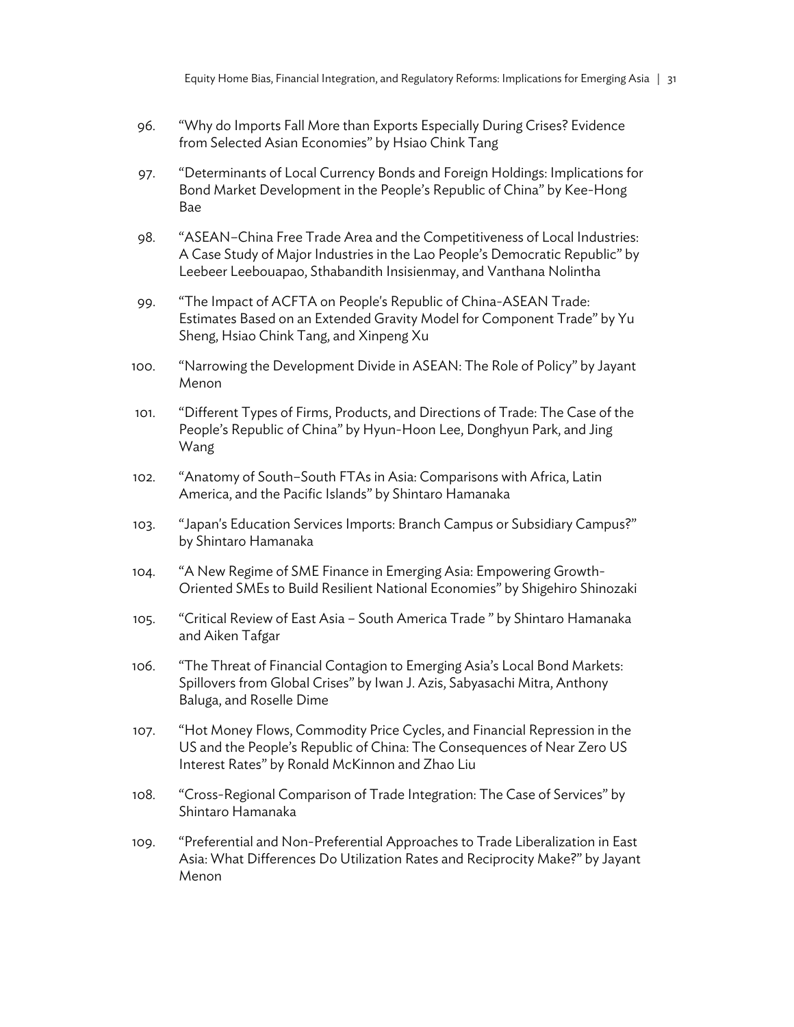96. "Why do Imports Fall More than Exports Especially During Crises? Evidence from Selected Asian Economies" by Hsiao Chink Tang

97. "Determinants of Local Currency Bonds and Foreign Holdings: Implications for Bond Market Development in the People's Republic of China" by Kee-Hong Bae

98. "ASEAN–China Free Trade Area and the Competitiveness of Local Industries: A Case Study of Major Industries in the Lao People's Democratic Republic" by Leebeer Leebouapao, Sthabandith Insisienmay, and Vanthana Nolintha

99. "The Impact of ACFTA on People's Republic of China-ASEAN Trade: Estimates Based on an Extended Gravity Model for Component Trade" by Yu Sheng, Hsiao Chink Tang, and Xinpeng Xu

100. "Narrowing the Development Divide in ASEAN: The Role of Policy" by Jayant Menon

101. "Different Types of Firms, Products, and Directions of Trade: The Case of the People's Republic of China" by Hyun-Hoon Lee, Donghyun Park, and Jing Wang

102. "Anatomy of South–South FTAs in Asia: Comparisons with Africa, Latin America, and the Pacific Islands" by Shintaro Hamanaka

103. "Japan's Education Services Imports: Branch Campus or Subsidiary Campus?" by Shintaro Hamanaka

104. "A New Regime of SME Finance in Emerging Asia: Empowering Growth-Oriented SMEs to Build Resilient National Economies" by Shigehiro Shinozaki

105. "Critical Review of East Asia – South America Trade " by Shintaro Hamanaka and Aiken Tafgar

106. "The Threat of Financial Contagion to Emerging Asia's Local Bond Markets: Spillovers from Global Crises" by Iwan J. Azis, Sabyasachi Mitra, Anthony Baluga, and Roselle Dime

107. "Hot Money Flows, Commodity Price Cycles, and Financial Repression in the US and the People's Republic of China: The Consequences of Near Zero US Interest Rates" by Ronald McKinnon and Zhao Liu

108. "Cross-Regional Comparison of Trade Integration: The Case of Services" by Shintaro Hamanaka

109. "Preferential and Non-Preferential Approaches to Trade Liberalization in East Asia: What Differences Do Utilization Rates and Reciprocity Make?" by Jayant Menon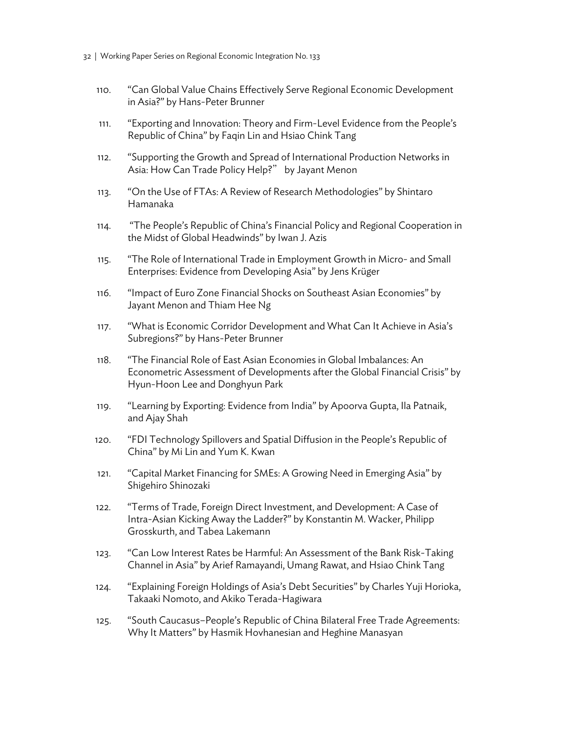110. "Can Global Value Chains Effectively Serve Regional Economic Development in Asia?" by Hans-Peter Brunner

111. "Exporting and Innovation: Theory and Firm-Level Evidence from the People's Republic of China" by Faqin Lin and Hsiao Chink Tang

112. "Supporting the Growth and Spread of International Production Networks in Asia: How Can Trade Policy Help?" by Jayant Menon

113. "On the Use of FTAs: A Review of Research Methodologies" by Shintaro Hamanaka

114. "The People's Republic of China's Financial Policy and Regional Cooperation in the Midst of Global Headwinds" by Iwan J. Azis

115. "The Role of International Trade in Employment Growth in Micro- and Small Enterprises: Evidence from Developing Asia" by Jens Krüger

116. "Impact of Euro Zone Financial Shocks on Southeast Asian Economies" by Jayant Menon and Thiam Hee Ng

117. "What is Economic Corridor Development and What Can It Achieve in Asia's Subregions?" by Hans-Peter Brunner

118. "The Financial Role of East Asian Economies in Global Imbalances: An Econometric Assessment of Developments after the Global Financial Crisis" by Hyun-Hoon Lee and Donghyun Park

119. "Learning by Exporting: Evidence from India" by Apoorva Gupta, Ila Patnaik, and Ajay Shah

120. "FDI Technology Spillovers and Spatial Diffusion in the People's Republic of China" by Mi Lin and Yum K. Kwan

121. "Capital Market Financing for SMEs: A Growing Need in Emerging Asia" by Shigehiro Shinozaki

122. "Terms of Trade, Foreign Direct Investment, and Development: A Case of Intra-Asian Kicking Away the Ladder?" by Konstantin M. Wacker, Philipp Grosskurth, and Tabea Lakemann

123. "Can Low Interest Rates be Harmful: An Assessment of the Bank Risk-Taking Channel in Asia" by Arief Ramayandi, Umang Rawat, and Hsiao Chink Tang

124. "Explaining Foreign Holdings of Asia's Debt Securities" by Charles Yuji Horioka, Takaaki Nomoto, and Akiko Terada-Hagiwara

125. "South Caucasus–People's Republic of China Bilateral Free Trade Agreements: Why It Matters" by Hasmik Hovhanesian and Heghine Manasyan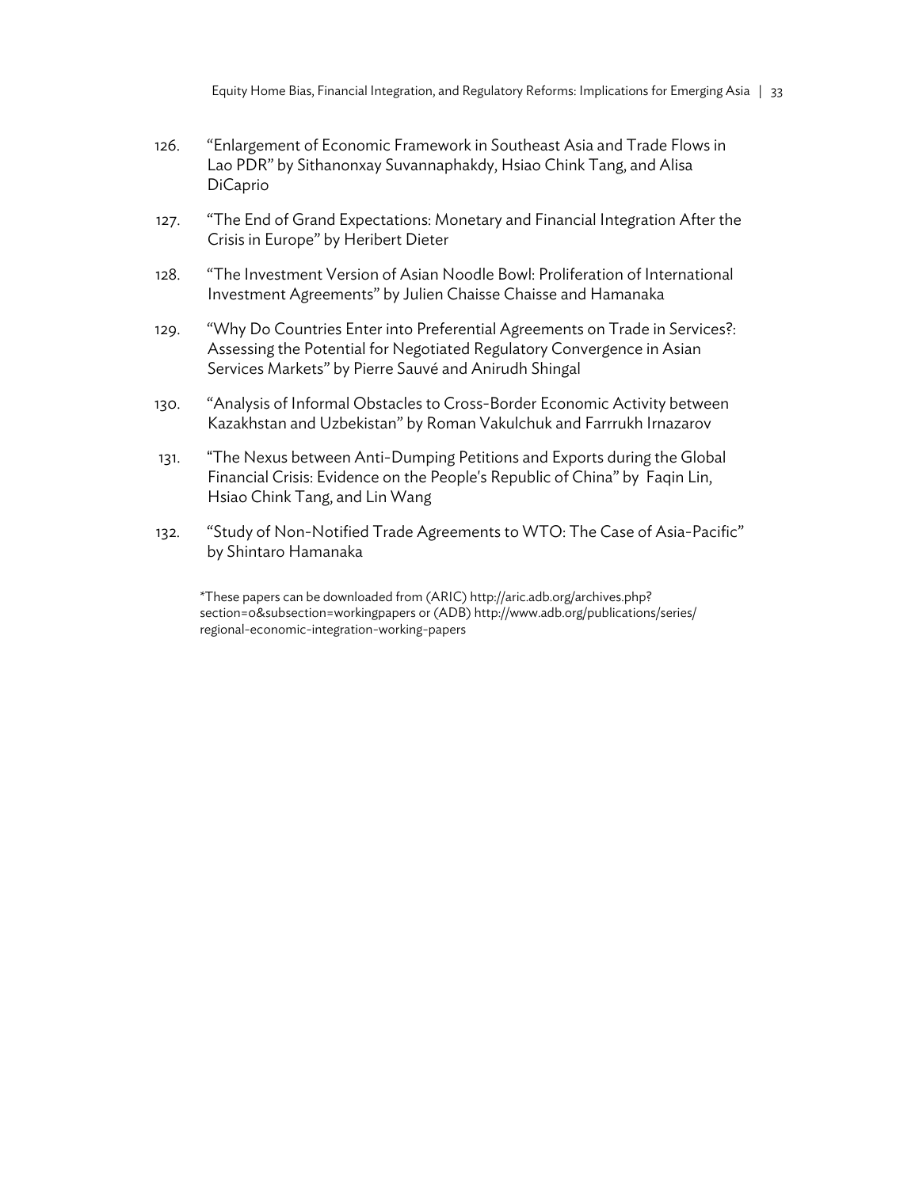126. "Enlargement of Economic Framework in Southeast Asia and Trade Flows in Lao PDR" by Sithanonxay Suvannaphakdy, Hsiao Chink Tang, and Alisa DiCaprio

127. "The End of Grand Expectations: Monetary and Financial Integration After the Crisis in Europe" by Heribert Dieter

128. "The Investment Version of Asian Noodle Bowl: Proliferation of International Investment Agreements" by Julien Chaisse Chaisse and Hamanaka

129. "Why Do Countries Enter into Preferential Agreements on Trade in Services?: Assessing the Potential for Negotiated Regulatory Convergence in Asian Services Markets" by Pierre Sauvé and Anirudh Shingal

130. "Analysis of Informal Obstacles to Cross-Border Economic Activity between Kazakhstan and Uzbekistan" by Roman Vakulchuk and Farrrukh Irnazarov

131. "The Nexus between Anti-Dumping Petitions and Exports during the Global Financial Crisis: Evidence on the People's Republic of China" by Faqin Lin, Hsiao Chink Tang, and Lin Wang

132. "Study of Non-Notified Trade Agreements to WTO: The Case of Asia-Pacific" by Shintaro Hamanaka

*These papers can be downloaded from (ARIC) http://aric.adb.org/archives.php?section=0&subsection=workingpapers or (ADB) http://www.adb.org/publications/series/regional-economic-integration-working-papers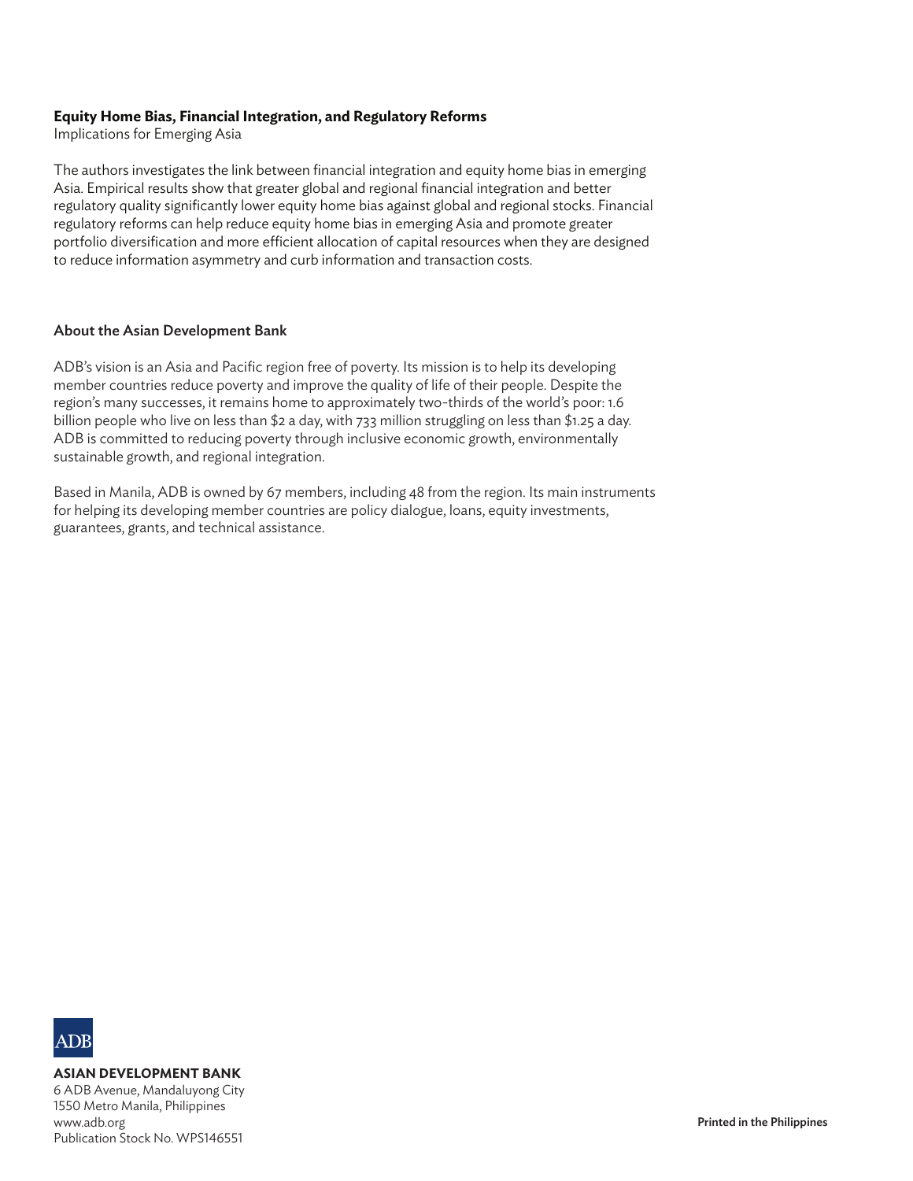**Equity Home Bias, Financial Integration, and Regulatory Reforms**
Implications for Emerging Asia

The authors investigates the link between financial integration and equity home bias in emerging Asia. Empirical results show that greater global and regional financial integration and better regulatory quality significantly lower equity home bias against global and regional stocks. Financial regulatory reforms can help reduce equity home bias in emerging Asia and promote greater portfolio diversification and more efficient allocation of capital resources when they are designed to reduce information asymmetry and curb information and transaction costs.

## About the Asian Development Bank

ADB's vision is an Asia and Pacific region free of poverty. Its mission is to help its developing member countries reduce poverty and improve the quality of life of their people. Despite the region's many successes, it remains home to approximately two-thirds of the world's poor: 1.6 billion people who live on less than $2 a day, with 733 million struggling on less than $1.25 a day. ADB is committed to reducing poverty through inclusive economic growth, environmentally sustainable growth, and regional integration.

Based in Manila, ADB is owned by 67 members, including 48 from the region. Its main instruments for helping its developing member countries are policy dialogue, loans, equity investments, guarantees, grants, and technical assistance.

ADB

**ASIAN DEVELOPMENT BANK**
6 ADB Avenue, Mandaluyong City
1550 Metro Manila, Philippines
www.adb.org
Publication Stock No. WPS146551

**Printed in the Philippines**